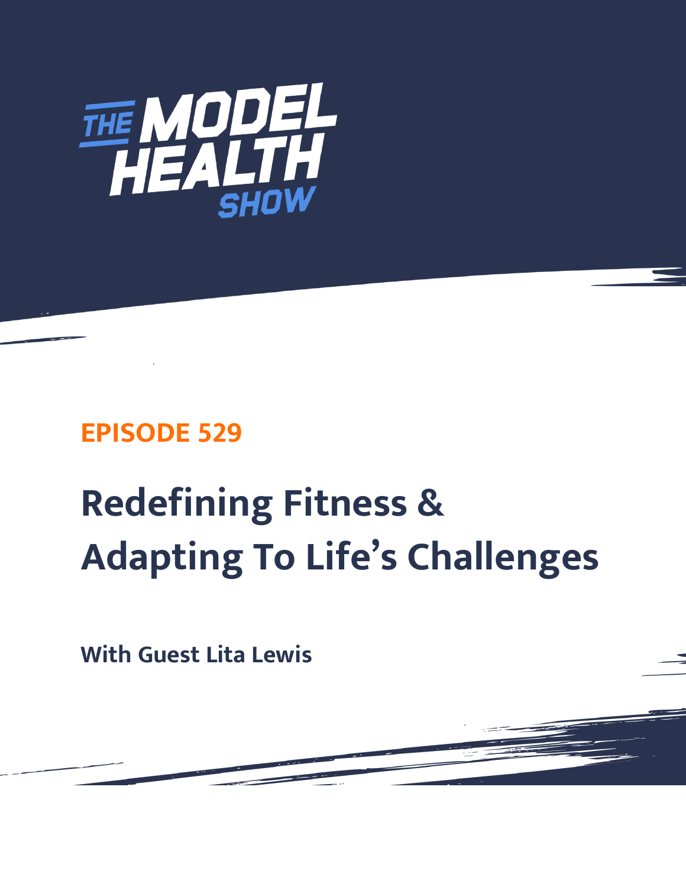# THE MODEL HEALTH SHOW

## EPISODE 529

# Redefining Fitness & Adapting To Life's Challenges

**With Guest Lita Lewis**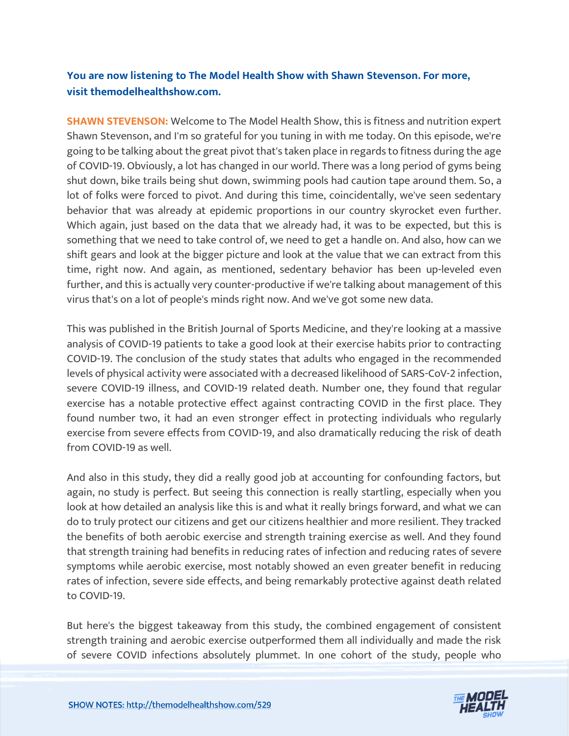**You are now listening to The Model Health Show with Shawn Stevenson. For more, visit themodelhealthshow.com.**

**SHAWN STEVENSON:** Welcome to The Model Health Show, this is fitness and nutrition expert Shawn Stevenson, and I'm so grateful for you tuning in with me today. On this episode, we're going to be talking about the great pivot that's taken place in regards to fitness during the age of COVID-19. Obviously, a lot has changed in our world. There was a long period of gyms being shut down, bike trails being shut down, swimming pools had caution tape around them. So, a lot of folks were forced to pivot. And during this time, coincidentally, we've seen sedentary behavior that was already at epidemic proportions in our country skyrocket even further. Which again, just based on the data that we already had, it was to be expected, but this is something that we need to take control of, we need to get a handle on. And also, how can we shift gears and look at the bigger picture and look at the value that we can extract from this time, right now. And again, as mentioned, sedentary behavior has been up-leveled even further, and this is actually very counter-productive if we're talking about management of this virus that's on a lot of people's minds right now. And we've got some new data.

This was published in the British Journal of Sports Medicine, and they're looking at a massive analysis of COVID-19 patients to take a good look at their exercise habits prior to contracting COVID-19. The conclusion of the study states that adults who engaged in the recommended levels of physical activity were associated with a decreased likelihood of SARS-CoV-2 infection, severe COVID-19 illness, and COVID-19 related death. Number one, they found that regular exercise has a notable protective effect against contracting COVID in the first place. They found number two, it had an even stronger effect in protecting individuals who regularly exercise from severe effects from COVID-19, and also dramatically reducing the risk of death from COVID-19 as well.

And also in this study, they did a really good job at accounting for confounding factors, but again, no study is perfect. But seeing this connection is really startling, especially when you look at how detailed an analysis like this is and what it really brings forward, and what we can do to truly protect our citizens and get our citizens healthier and more resilient. They tracked the benefits of both aerobic exercise and strength training exercise as well. And they found that strength training had benefits in reducing rates of infection and reducing rates of severe symptoms while aerobic exercise, most notably showed an even greater benefit in reducing rates of infection, severe side effects, and being remarkably protective against death related to COVID-19.

But here's the biggest takeaway from this study, the combined engagement of consistent strength training and aerobic exercise outperformed them all individually and made the risk of severe COVID infections absolutely plummet. In one cohort of the study, people who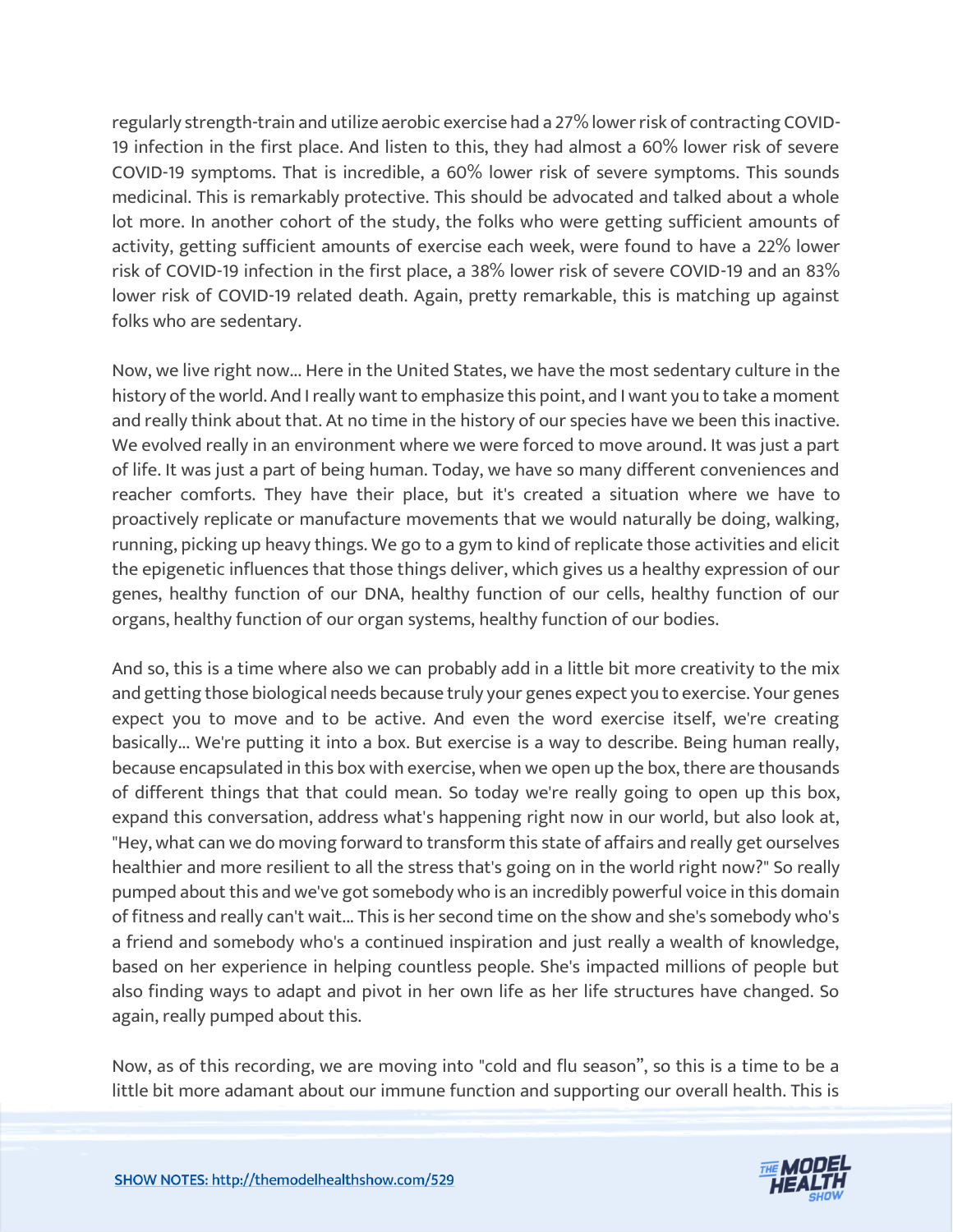regularly strength-train and utilize aerobic exercise had a 27% lower risk of contracting COVID-19 infection in the first place. And listen to this, they had almost a 60% lower risk of severe COVID-19 symptoms. That is incredible, a 60% lower risk of severe symptoms. This sounds medicinal. This is remarkably protective. This should be advocated and talked about a whole lot more. In another cohort of the study, the folks who were getting sufficient amounts of activity, getting sufficient amounts of exercise each week, were found to have a 22% lower risk of COVID-19 infection in the first place, a 38% lower risk of severe COVID-19 and an 83% lower risk of COVID-19 related death. Again, pretty remarkable, this is matching up against folks who are sedentary.

Now, we live right now... Here in the United States, we have the most sedentary culture in the history of the world. And I really want to emphasize this point, and I want you to take a moment and really think about that. At no time in the history of our species have we been this inactive. We evolved really in an environment where we were forced to move around. It was just a part of life. It was just a part of being human. Today, we have so many different conveniences and reacher comforts. They have their place, but it's created a situation where we have to proactively replicate or manufacture movements that we would naturally be doing, walking, running, picking up heavy things. We go to a gym to kind of replicate those activities and elicit the epigenetic influences that those things deliver, which gives us a healthy expression of our genes, healthy function of our DNA, healthy function of our cells, healthy function of our organs, healthy function of our organ systems, healthy function of our bodies.

And so, this is a time where also we can probably add in a little bit more creativity to the mix and getting those biological needs because truly your genes expect you to exercise. Your genes expect you to move and to be active. And even the word exercise itself, we're creating basically... We're putting it into a box. But exercise is a way to describe. Being human really, because encapsulated in this box with exercise, when we open up the box, there are thousands of different things that that could mean. So today we're really going to open up this box, expand this conversation, address what's happening right now in our world, but also look at, "Hey, what can we do moving forward to transform this state of affairs and really get ourselves healthier and more resilient to all the stress that's going on in the world right now?" So really pumped about this and we've got somebody who is an incredibly powerful voice in this domain of fitness and really can't wait... This is her second time on the show and she's somebody who's a friend and somebody who's a continued inspiration and just really a wealth of knowledge, based on her experience in helping countless people. She's impacted millions of people but also finding ways to adapt and pivot in her own life as her life structures have changed. So again, really pumped about this.

Now, as of this recording, we are moving into "cold and flu season", so this is a time to be a little bit more adamant about our immune function and supporting our overall health. This is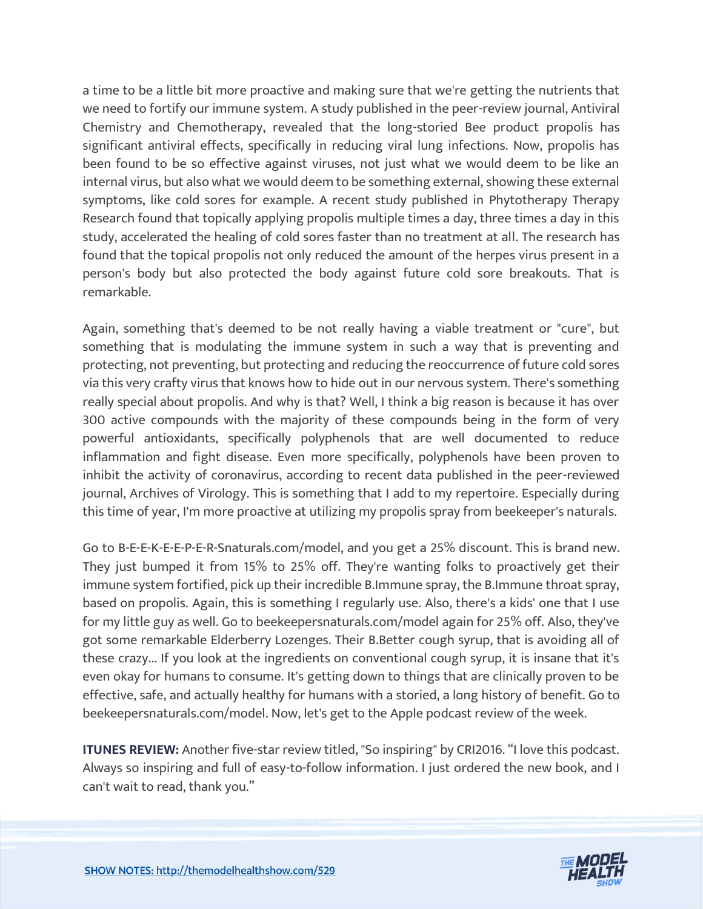a time to be a little bit more proactive and making sure that we're getting the nutrients that we need to fortify our immune system. A study published in the peer-review journal, Antiviral Chemistry and Chemotherapy, revealed that the long-storied Bee product propolis has significant antiviral effects, specifically in reducing viral lung infections. Now, propolis has been found to be so effective against viruses, not just what we would deem to be like an internal virus, but also what we would deem to be something external, showing these external symptoms, like cold sores for example. A recent study published in Phytotherapy Therapy Research found that topically applying propolis multiple times a day, three times a day in this study, accelerated the healing of cold sores faster than no treatment at all. The research has found that the topical propolis not only reduced the amount of the herpes virus present in a person's body but also protected the body against future cold sore breakouts. That is remarkable.

Again, something that's deemed to be not really having a viable treatment or "cure", but something that is modulating the immune system in such a way that is preventing and protecting, not preventing, but protecting and reducing the reoccurrence of future cold sores via this very crafty virus that knows how to hide out in our nervous system. There's something really special about propolis. And why is that? Well, I think a big reason is because it has over 300 active compounds with the majority of these compounds being in the form of very powerful antioxidants, specifically polyphenols that are well documented to reduce inflammation and fight disease. Even more specifically, polyphenols have been proven to inhibit the activity of coronavirus, according to recent data published in the peer-reviewed journal, Archives of Virology. This is something that I add to my repertoire. Especially during this time of year, I'm more proactive at utilizing my propolis spray from beekeeper's naturals.

Go to B-E-E-K-E-E-P-E-R-Snaturals.com/model, and you get a 25% discount. This is brand new. They just bumped it from 15% to 25% off. They're wanting folks to proactively get their immune system fortified, pick up their incredible B.Immune spray, the B.Immune throat spray, based on propolis. Again, this is something I regularly use. Also, there's a kids' one that I use for my little guy as well. Go to beekeepersnaturals.com/model again for 25% off. Also, they've got some remarkable Elderberry Lozenges. Their B.Better cough syrup, that is avoiding all of these crazy... If you look at the ingredients on conventional cough syrup, it is insane that it's even okay for humans to consume. It's getting down to things that are clinically proven to be effective, safe, and actually healthy for humans with a storied, a long history of benefit. Go to beekeepersnaturals.com/model. Now, let's get to the Apple podcast review of the week.

**ITUNES REVIEW:** Another five-star review titled, "So inspiring" by CRI2016. "I love this podcast. Always so inspiring and full of easy-to-follow information. I just ordered the new book, and I can't wait to read, thank you."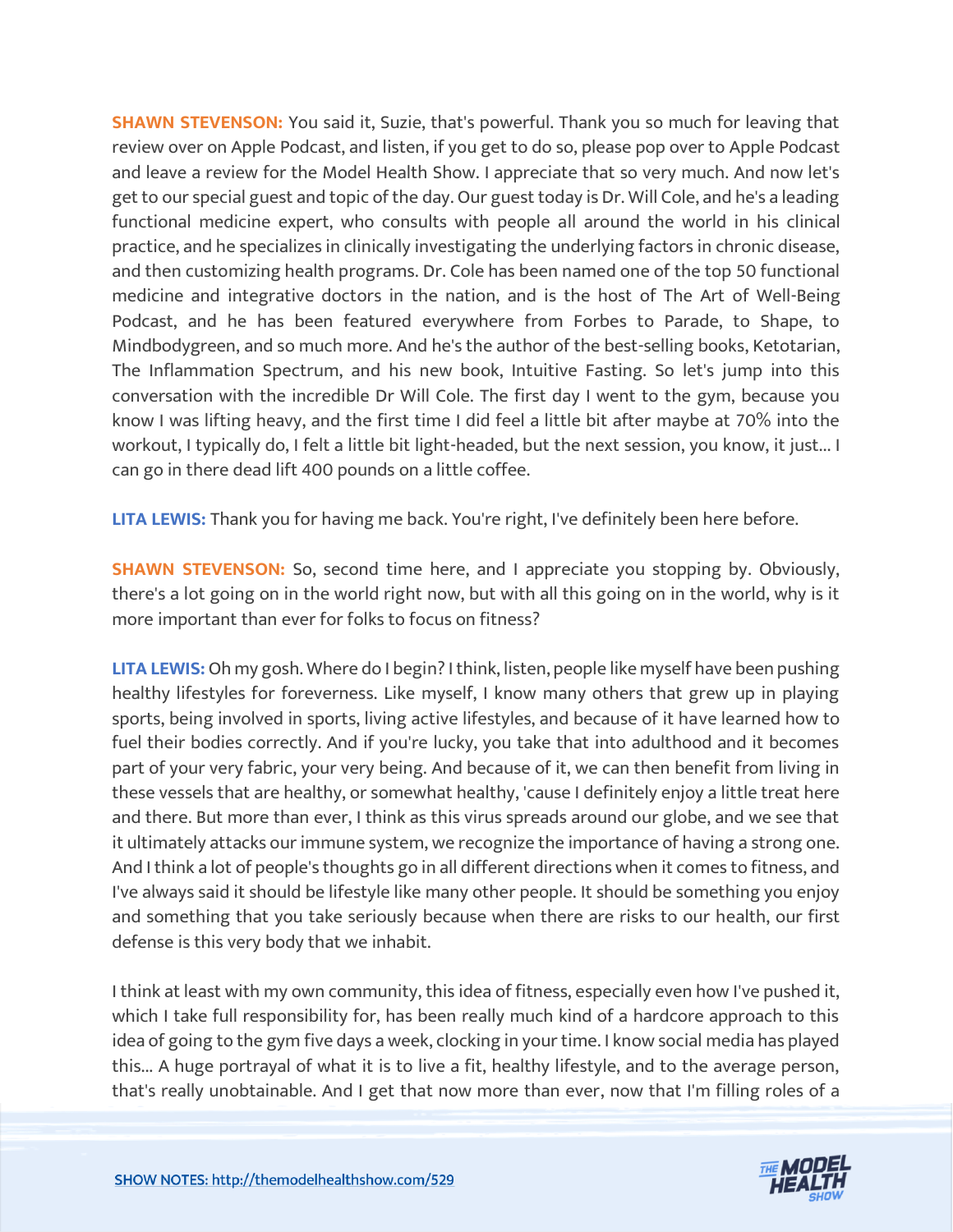**SHAWN STEVENSON:** You said it, Suzie, that's powerful. Thank you so much for leaving that review over on Apple Podcast, and listen, if you get to do so, please pop over to Apple Podcast and leave a review for the Model Health Show. I appreciate that so very much. And now let's get to our special guest and topic of the day. Our guest today is Dr. Will Cole, and he's a leading functional medicine expert, who consults with people all around the world in his clinical practice, and he specializes in clinically investigating the underlying factors in chronic disease, and then customizing health programs. Dr. Cole has been named one of the top 50 functional medicine and integrative doctors in the nation, and is the host of The Art of Well-Being Podcast, and he has been featured everywhere from Forbes to Parade, to Shape, to Mindbodygreen, and so much more. And he's the author of the best-selling books, Ketotarian, The Inflammation Spectrum, and his new book, Intuitive Fasting. So let's jump into this conversation with the incredible Dr Will Cole. The first day I went to the gym, because you know I was lifting heavy, and the first time I did feel a little bit after maybe at 70% into the workout, I typically do, I felt a little bit light-headed, but the next session, you know, it just... I can go in there dead lift 400 pounds on a little coffee.

**LITA LEWIS:** Thank you for having me back. You're right, I've definitely been here before.

**SHAWN STEVENSON:** So, second time here, and I appreciate you stopping by. Obviously, there's a lot going on in the world right now, but with all this going on in the world, why is it more important than ever for folks to focus on fitness?

**LITA LEWIS:** Oh my gosh. Where do I begin? I think, listen, people like myself have been pushing healthy lifestyles for foreverness. Like myself, I know many others that grew up in playing sports, being involved in sports, living active lifestyles, and because of it have learned how to fuel their bodies correctly. And if you're lucky, you take that into adulthood and it becomes part of your very fabric, your very being. And because of it, we can then benefit from living in these vessels that are healthy, or somewhat healthy, 'cause I definitely enjoy a little treat here and there. But more than ever, I think as this virus spreads around our globe, and we see that it ultimately attacks our immune system, we recognize the importance of having a strong one. And I think a lot of people's thoughts go in all different directions when it comes to fitness, and I've always said it should be lifestyle like many other people. It should be something you enjoy and something that you take seriously because when there are risks to our health, our first defense is this very body that we inhabit.

I think at least with my own community, this idea of fitness, especially even how I've pushed it, which I take full responsibility for, has been really much kind of a hardcore approach to this idea of going to the gym five days a week, clocking in your time. I know social media has played this... A huge portrayal of what it is to live a fit, healthy lifestyle, and to the average person, that's really unobtainable. And I get that now more than ever, now that I'm filling roles of a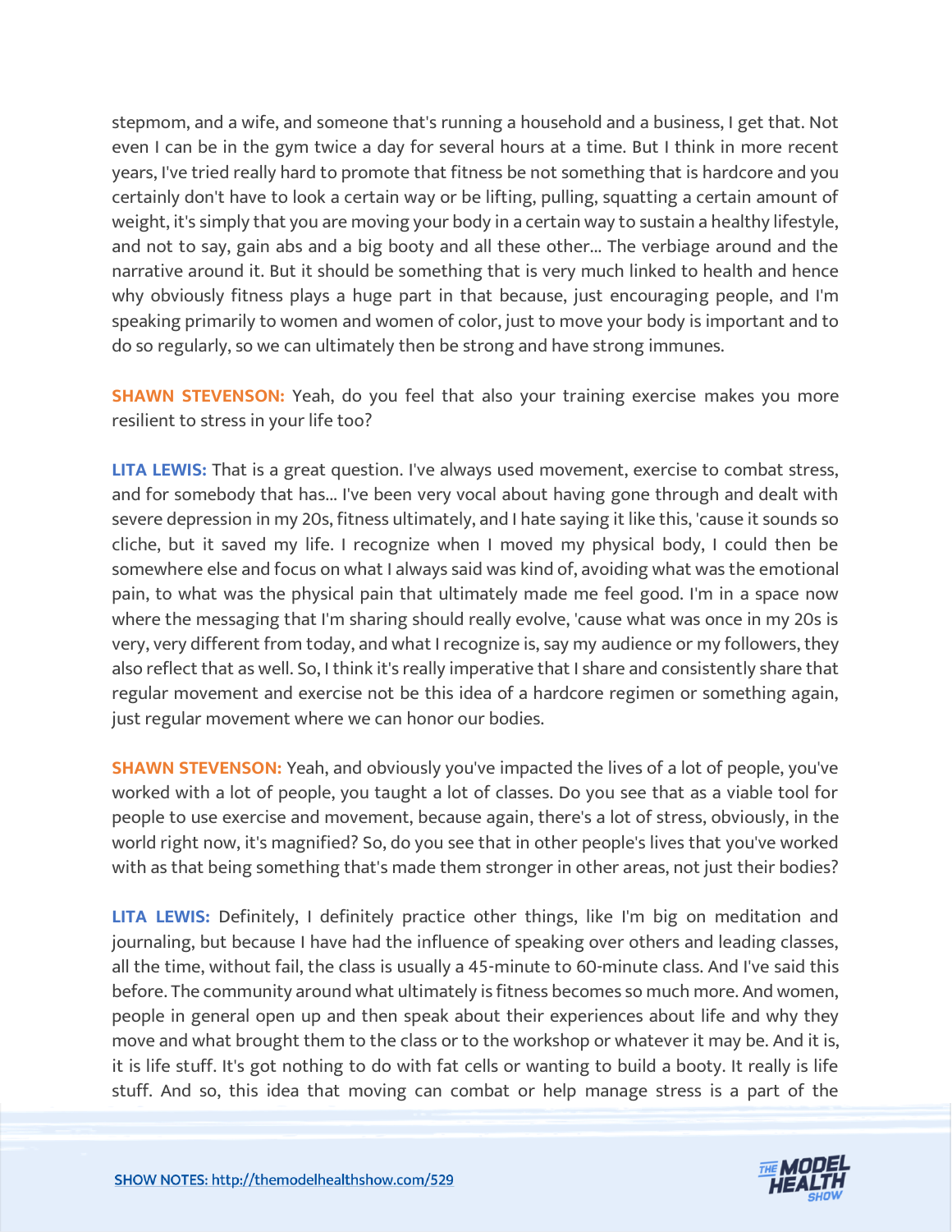stepmom, and a wife, and someone that's running a household and a business, I get that. Not even I can be in the gym twice a day for several hours at a time. But I think in more recent years, I've tried really hard to promote that fitness be not something that is hardcore and you certainly don't have to look a certain way or be lifting, pulling, squatting a certain amount of weight, it's simply that you are moving your body in a certain way to sustain a healthy lifestyle, and not to say, gain abs and a big booty and all these other... The verbiage around and the narrative around it. But it should be something that is very much linked to health and hence why obviously fitness plays a huge part in that because, just encouraging people, and I'm speaking primarily to women and women of color, just to move your body is important and to do so regularly, so we can ultimately then be strong and have strong immunes.

**SHAWN STEVENSON:** Yeah, do you feel that also your training exercise makes you more resilient to stress in your life too?

**LITA LEWIS:** That is a great question. I've always used movement, exercise to combat stress, and for somebody that has... I've been very vocal about having gone through and dealt with severe depression in my 20s, fitness ultimately, and I hate saying it like this, 'cause it sounds so cliche, but it saved my life. I recognize when I moved my physical body, I could then be somewhere else and focus on what I always said was kind of, avoiding what was the emotional pain, to what was the physical pain that ultimately made me feel good. I'm in a space now where the messaging that I'm sharing should really evolve, 'cause what was once in my 20s is very, very different from today, and what I recognize is, say my audience or my followers, they also reflect that as well. So, I think it's really imperative that I share and consistently share that regular movement and exercise not be this idea of a hardcore regimen or something again, just regular movement where we can honor our bodies.

**SHAWN STEVENSON:** Yeah, and obviously you've impacted the lives of a lot of people, you've worked with a lot of people, you taught a lot of classes. Do you see that as a viable tool for people to use exercise and movement, because again, there's a lot of stress, obviously, in the world right now, it's magnified? So, do you see that in other people's lives that you've worked with as that being something that's made them stronger in other areas, not just their bodies?

**LITA LEWIS:** Definitely, I definitely practice other things, like I'm big on meditation and journaling, but because I have had the influence of speaking over others and leading classes, all the time, without fail, the class is usually a 45-minute to 60-minute class. And I've said this before. The community around what ultimately is fitness becomes so much more. And women, people in general open up and then speak about their experiences about life and why they move and what brought them to the class or to the workshop or whatever it may be. And it is, it is life stuff. It's got nothing to do with fat cells or wanting to build a booty. It really is life stuff. And so, this idea that moving can combat or help manage stress is a part of the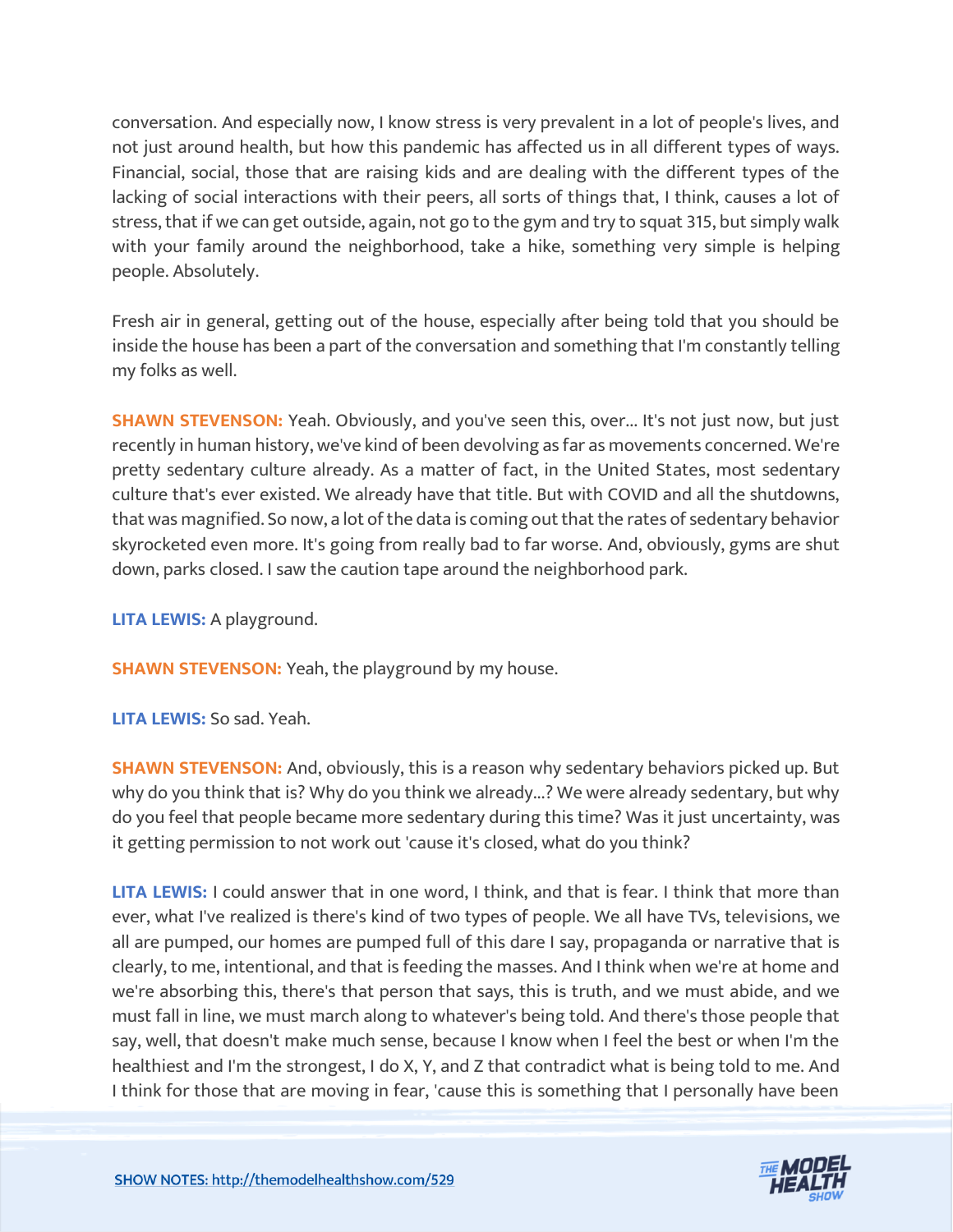conversation. And especially now, I know stress is very prevalent in a lot of people's lives, and not just around health, but how this pandemic has affected us in all different types of ways. Financial, social, those that are raising kids and are dealing with the different types of the lacking of social interactions with their peers, all sorts of things that, I think, causes a lot of stress, that if we can get outside, again, not go to the gym and try to squat 315, but simply walk with your family around the neighborhood, take a hike, something very simple is helping people. Absolutely.

Fresh air in general, getting out of the house, especially after being told that you should be inside the house has been a part of the conversation and something that I'm constantly telling my folks as well.

**SHAWN STEVENSON:** Yeah. Obviously, and you've seen this, over... It's not just now, but just recently in human history, we've kind of been devolving as far as movements concerned. We're pretty sedentary culture already. As a matter of fact, in the United States, most sedentary culture that's ever existed. We already have that title. But with COVID and all the shutdowns, that was magnified. So now, a lot of the data is coming out that the rates of sedentary behavior skyrocketed even more. It's going from really bad to far worse. And, obviously, gyms are shut down, parks closed. I saw the caution tape around the neighborhood park.

**LITA LEWIS:** A playground.

**SHAWN STEVENSON:** Yeah, the playground by my house.

**LITA LEWIS:** So sad. Yeah.

**SHAWN STEVENSON:** And, obviously, this is a reason why sedentary behaviors picked up. But why do you think that is? Why do you think we already...? We were already sedentary, but why do you feel that people became more sedentary during this time? Was it just uncertainty, was it getting permission to not work out 'cause it's closed, what do you think?

**LITA LEWIS:** I could answer that in one word, I think, and that is fear. I think that more than ever, what I've realized is there's kind of two types of people. We all have TVs, televisions, we all are pumped, our homes are pumped full of this dare I say, propaganda or narrative that is clearly, to me, intentional, and that is feeding the masses. And I think when we're at home and we're absorbing this, there's that person that says, this is truth, and we must abide, and we must fall in line, we must march along to whatever's being told. And there's those people that say, well, that doesn't make much sense, because I know when I feel the best or when I'm the healthiest and I'm the strongest, I do X, Y, and Z that contradict what is being told to me. And I think for those that are moving in fear, 'cause this is something that I personally have been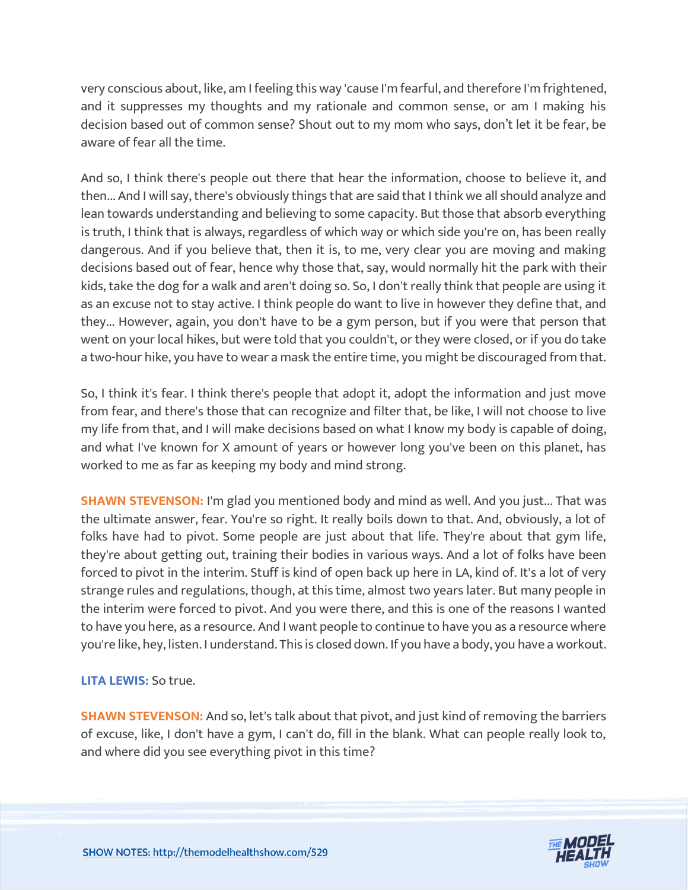very conscious about, like, am I feeling this way 'cause I'm fearful, and therefore I'm frightened, and it suppresses my thoughts and my rationale and common sense, or am I making his decision based out of common sense? Shout out to my mom who says, don't let it be fear, be aware of fear all the time.

And so, I think there's people out there that hear the information, choose to believe it, and then... And I will say, there's obviously things that are said that I think we all should analyze and lean towards understanding and believing to some capacity. But those that absorb everything is truth, I think that is always, regardless of which way or which side you're on, has been really dangerous. And if you believe that, then it is, to me, very clear you are moving and making decisions based out of fear, hence why those that, say, would normally hit the park with their kids, take the dog for a walk and aren't doing so. So, I don't really think that people are using it as an excuse not to stay active. I think people do want to live in however they define that, and they... However, again, you don't have to be a gym person, but if you were that person that went on your local hikes, but were told that you couldn't, or they were closed, or if you do take a two-hour hike, you have to wear a mask the entire time, you might be discouraged from that.

So, I think it's fear. I think there's people that adopt it, adopt the information and just move from fear, and there's those that can recognize and filter that, be like, I will not choose to live my life from that, and I will make decisions based on what I know my body is capable of doing, and what I've known for X amount of years or however long you've been on this planet, has worked to me as far as keeping my body and mind strong.

**SHAWN STEVENSON:** I'm glad you mentioned body and mind as well. And you just... That was the ultimate answer, fear. You're so right. It really boils down to that. And, obviously, a lot of folks have had to pivot. Some people are just about that life. They're about that gym life, they're about getting out, training their bodies in various ways. And a lot of folks have been forced to pivot in the interim. Stuff is kind of open back up here in LA, kind of. It's a lot of very strange rules and regulations, though, at this time, almost two years later. But many people in the interim were forced to pivot. And you were there, and this is one of the reasons I wanted to have you here, as a resource. And I want people to continue to have you as a resource where you're like, hey, listen. I understand. This is closed down. If you have a body, you have a workout.

**LITA LEWIS:** So true.

**SHAWN STEVENSON:** And so, let's talk about that pivot, and just kind of removing the barriers of excuse, like, I don't have a gym, I can't do, fill in the blank. What can people really look to, and where did you see everything pivot in this time?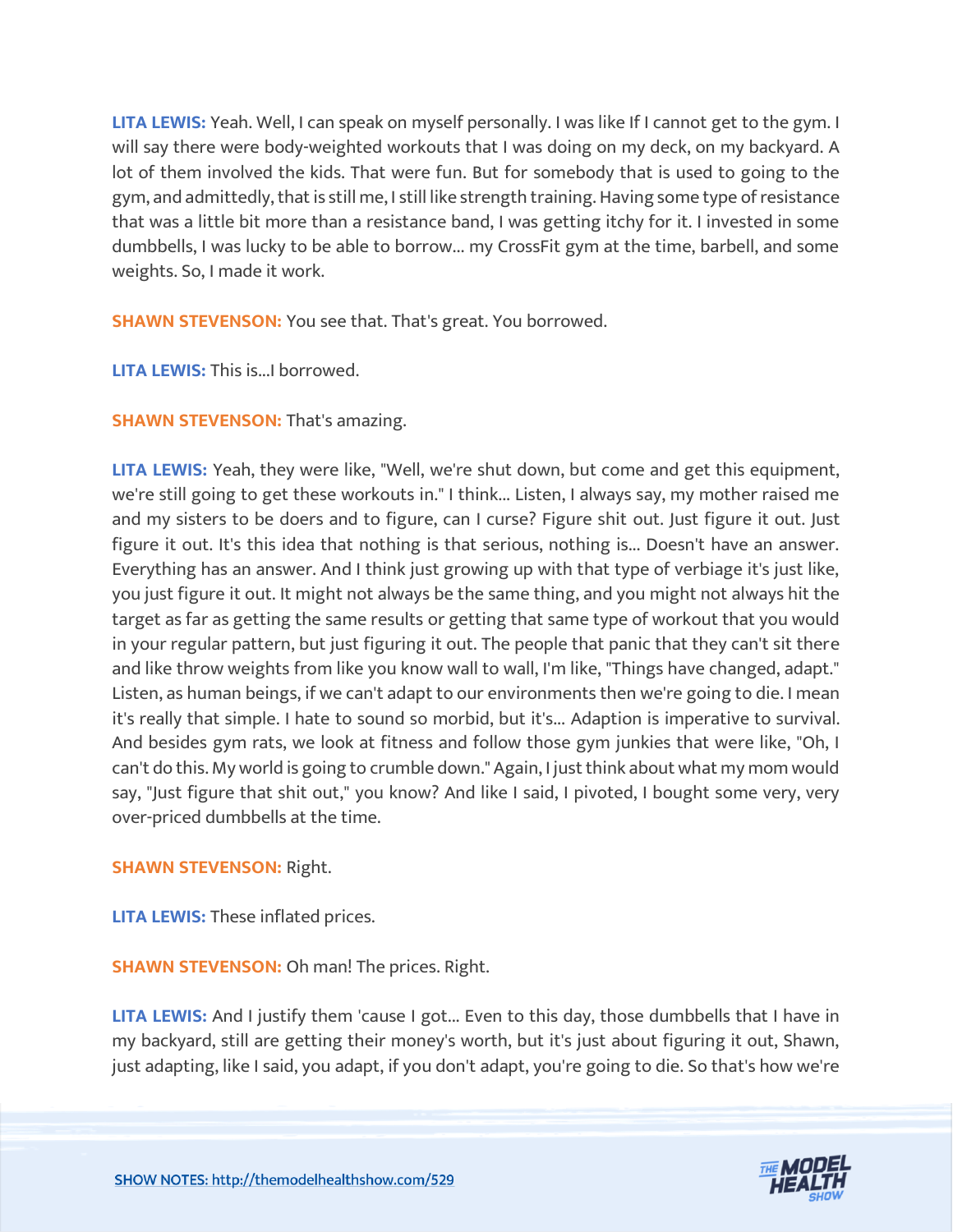**LITA LEWIS:** Yeah. Well, I can speak on myself personally. I was like If I cannot get to the gym. I will say there were body-weighted workouts that I was doing on my deck, on my backyard. A lot of them involved the kids. That were fun. But for somebody that is used to going to the gym, and admittedly, that is still me, I still like strength training. Having some type of resistance that was a little bit more than a resistance band, I was getting itchy for it. I invested in some dumbbells, I was lucky to be able to borrow... my CrossFit gym at the time, barbell, and some weights. So, I made it work.

**SHAWN STEVENSON:** You see that. That's great. You borrowed.

**LITA LEWIS:** This is...I borrowed.

**SHAWN STEVENSON:** That's amazing.

**LITA LEWIS:** Yeah, they were like, "Well, we're shut down, but come and get this equipment, we're still going to get these workouts in." I think... Listen, I always say, my mother raised me and my sisters to be doers and to figure, can I curse? Figure shit out. Just figure it out. Just figure it out. It's this idea that nothing is that serious, nothing is... Doesn't have an answer. Everything has an answer. And I think just growing up with that type of verbiage it's just like, you just figure it out. It might not always be the same thing, and you might not always hit the target as far as getting the same results or getting that same type of workout that you would in your regular pattern, but just figuring it out. The people that panic that they can't sit there and like throw weights from like you know wall to wall, I'm like, "Things have changed, adapt." Listen, as human beings, if we can't adapt to our environments then we're going to die. I mean it's really that simple. I hate to sound so morbid, but it's... Adaption is imperative to survival. And besides gym rats, we look at fitness and follow those gym junkies that were like, "Oh, I can't do this. My world is going to crumble down." Again, I just think about what my mom would say, "Just figure that shit out," you know? And like I said, I pivoted, I bought some very, very over-priced dumbbells at the time.

**SHAWN STEVENSON:** Right.

**LITA LEWIS:** These inflated prices.

**SHAWN STEVENSON:** Oh man! The prices. Right.

**LITA LEWIS:** And I justify them 'cause I got... Even to this day, those dumbbells that I have in my backyard, still are getting their money's worth, but it's just about figuring it out, Shawn, just adapting, like I said, you adapt, if you don't adapt, you're going to die. So that's how we're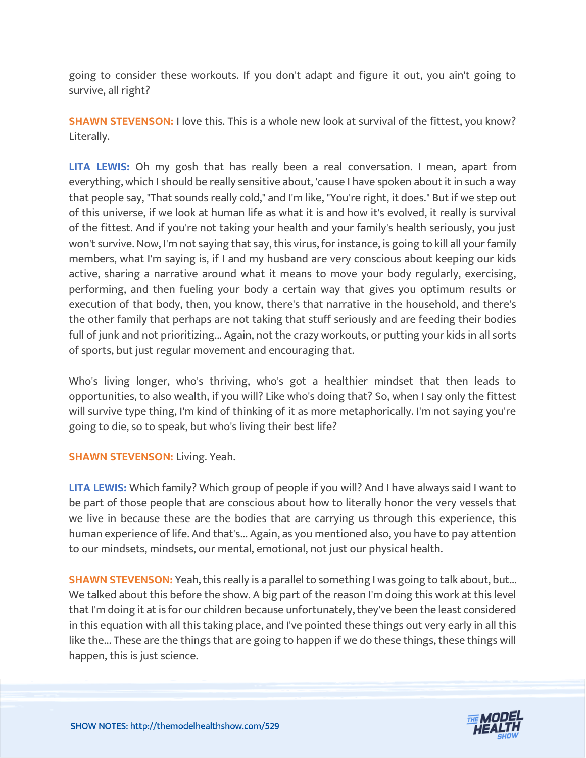going to consider these workouts. If you don't adapt and figure it out, you ain't going to survive, all right?

**SHAWN STEVENSON:** I love this. This is a whole new look at survival of the fittest, you know? Literally.

**LITA LEWIS:** Oh my gosh that has really been a real conversation. I mean, apart from everything, which I should be really sensitive about, 'cause I have spoken about it in such a way that people say, "That sounds really cold," and I'm like, "You're right, it does." But if we step out of this universe, if we look at human life as what it is and how it's evolved, it really is survival of the fittest. And if you're not taking your health and your family's health seriously, you just won't survive. Now, I'm not saying that say, this virus, for instance, is going to kill all your family members, what I'm saying is, if I and my husband are very conscious about keeping our kids active, sharing a narrative around what it means to move your body regularly, exercising, performing, and then fueling your body a certain way that gives you optimum results or execution of that body, then, you know, there's that narrative in the household, and there's the other family that perhaps are not taking that stuff seriously and are feeding their bodies full of junk and not prioritizing... Again, not the crazy workouts, or putting your kids in all sorts of sports, but just regular movement and encouraging that.

Who's living longer, who's thriving, who's got a healthier mindset that then leads to opportunities, to also wealth, if you will? Like who's doing that? So, when I say only the fittest will survive type thing, I'm kind of thinking of it as more metaphorically. I'm not saying you're going to die, so to speak, but who's living their best life?

**SHAWN STEVENSON:** Living. Yeah.

**LITA LEWIS:** Which family? Which group of people if you will? And I have always said I want to be part of those people that are conscious about how to literally honor the very vessels that we live in because these are the bodies that are carrying us through this experience, this human experience of life. And that's... Again, as you mentioned also, you have to pay attention to our mindsets, mindsets, our mental, emotional, not just our physical health.

**SHAWN STEVENSON:** Yeah, this really is a parallel to something I was going to talk about, but... We talked about this before the show. A big part of the reason I'm doing this work at this level that I'm doing it at is for our children because unfortunately, they've been the least considered in this equation with all this taking place, and I've pointed these things out very early in all this like the... These are the things that are going to happen if we do these things, these things will happen, this is just science.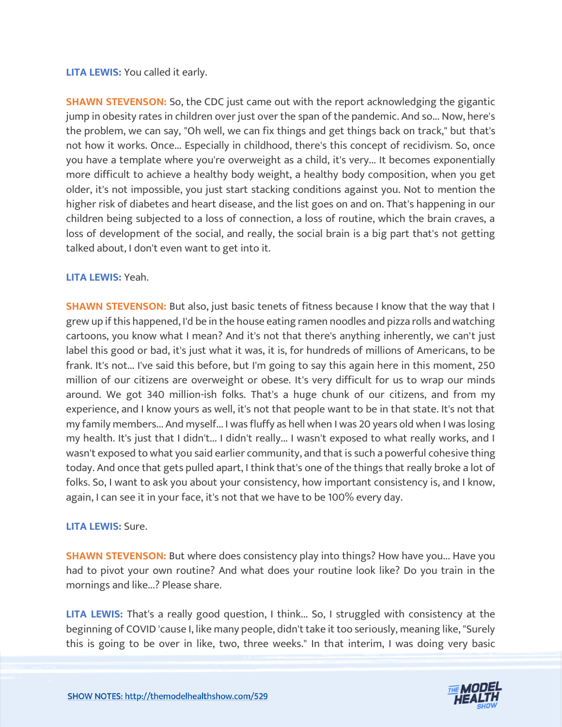**LITA LEWIS:** You called it early.

**SHAWN STEVENSON:** So, the CDC just came out with the report acknowledging the gigantic jump in obesity rates in children over just over the span of the pandemic. And so... Now, here's the problem, we can say, "Oh well, we can fix things and get things back on track," but that's not how it works. Once... Especially in childhood, there's this concept of recidivism. So, once you have a template where you're overweight as a child, it's very... It becomes exponentially more difficult to achieve a healthy body weight, a healthy body composition, when you get older, it's not impossible, you just start stacking conditions against you. Not to mention the higher risk of diabetes and heart disease, and the list goes on and on. That's happening in our children being subjected to a loss of connection, a loss of routine, which the brain craves, a loss of development of the social, and really, the social brain is a big part that's not getting talked about, I don't even want to get into it.

**LITA LEWIS:** Yeah.

**SHAWN STEVENSON:** But also, just basic tenets of fitness because I know that the way that I grew up if this happened, I'd be in the house eating ramen noodles and pizza rolls and watching cartoons, you know what I mean? And it's not that there's anything inherently, we can't just label this good or bad, it's just what it was, it is, for hundreds of millions of Americans, to be frank. It's not... I've said this before, but I'm going to say this again here in this moment, 250 million of our citizens are overweight or obese. It's very difficult for us to wrap our minds around. We got 340 million-ish folks. That's a huge chunk of our citizens, and from my experience, and I know yours as well, it's not that people want to be in that state. It's not that my family members... And myself... I was fluffy as hell when I was 20 years old when I was losing my health. It's just that I didn't... I didn't really... I wasn't exposed to what really works, and I wasn't exposed to what you said earlier community, and that is such a powerful cohesive thing today. And once that gets pulled apart, I think that's one of the things that really broke a lot of folks. So, I want to ask you about your consistency, how important consistency is, and I know, again, I can see it in your face, it's not that we have to be 100% every day.

**LITA LEWIS:** Sure.

**SHAWN STEVENSON:** But where does consistency play into things? How have you... Have you had to pivot your own routine? And what does your routine look like? Do you train in the mornings and like...? Please share.

**LITA LEWIS:** That's a really good question, I think... So, I struggled with consistency at the beginning of COVID 'cause I, like many people, didn't take it too seriously, meaning like, "Surely this is going to be over in like, two, three weeks." In that interim, I was doing very basic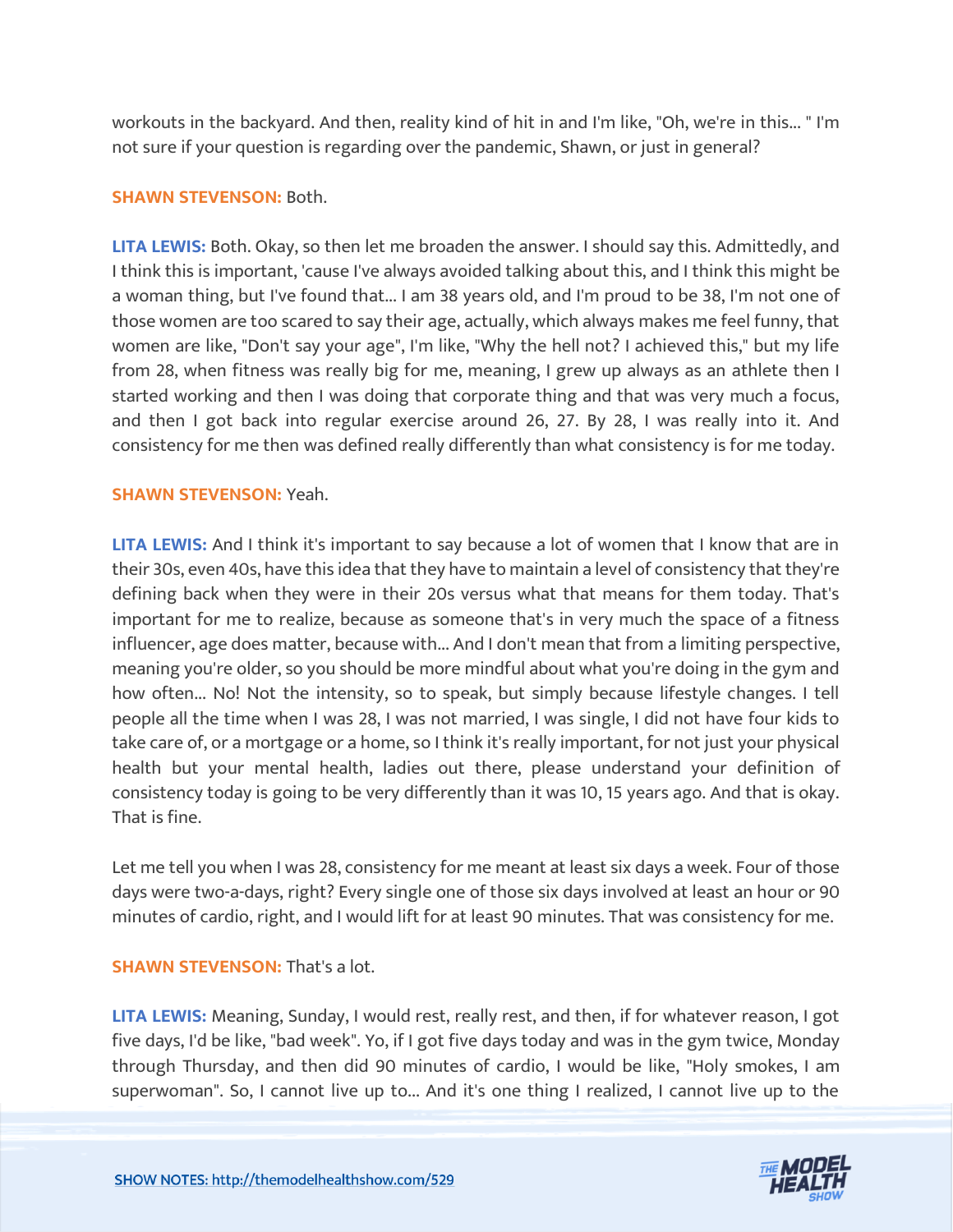workouts in the backyard. And then, reality kind of hit in and I'm like, "Oh, we're in this... " I'm not sure if your question is regarding over the pandemic, Shawn, or just in general?

**SHAWN STEVENSON:** Both.

**LITA LEWIS:** Both. Okay, so then let me broaden the answer. I should say this. Admittedly, and I think this is important, 'cause I've always avoided talking about this, and I think this might be a woman thing, but I've found that... I am 38 years old, and I'm proud to be 38, I'm not one of those women are too scared to say their age, actually, which always makes me feel funny, that women are like, "Don't say your age", I'm like, "Why the hell not? I achieved this," but my life from 28, when fitness was really big for me, meaning, I grew up always as an athlete then I started working and then I was doing that corporate thing and that was very much a focus, and then I got back into regular exercise around 26, 27. By 28, I was really into it. And consistency for me then was defined really differently than what consistency is for me today.

**SHAWN STEVENSON:** Yeah.

**LITA LEWIS:** And I think it's important to say because a lot of women that I know that are in their 30s, even 40s, have this idea that they have to maintain a level of consistency that they're defining back when they were in their 20s versus what that means for them today. That's important for me to realize, because as someone that's in very much the space of a fitness influencer, age does matter, because with... And I don't mean that from a limiting perspective, meaning you're older, so you should be more mindful about what you're doing in the gym and how often... No! Not the intensity, so to speak, but simply because lifestyle changes. I tell people all the time when I was 28, I was not married, I was single, I did not have four kids to take care of, or a mortgage or a home, so I think it's really important, for not just your physical health but your mental health, ladies out there, please understand your definition of consistency today is going to be very differently than it was 10, 15 years ago. And that is okay. That is fine.

Let me tell you when I was 28, consistency for me meant at least six days a week. Four of those days were two-a-days, right? Every single one of those six days involved at least an hour or 90 minutes of cardio, right, and I would lift for at least 90 minutes. That was consistency for me.

**SHAWN STEVENSON:** That's a lot.

**LITA LEWIS:** Meaning, Sunday, I would rest, really rest, and then, if for whatever reason, I got five days, I'd be like, "bad week". Yo, if I got five days today and was in the gym twice, Monday through Thursday, and then did 90 minutes of cardio, I would be like, "Holy smokes, I am superwoman". So, I cannot live up to... And it's one thing I realized, I cannot live up to the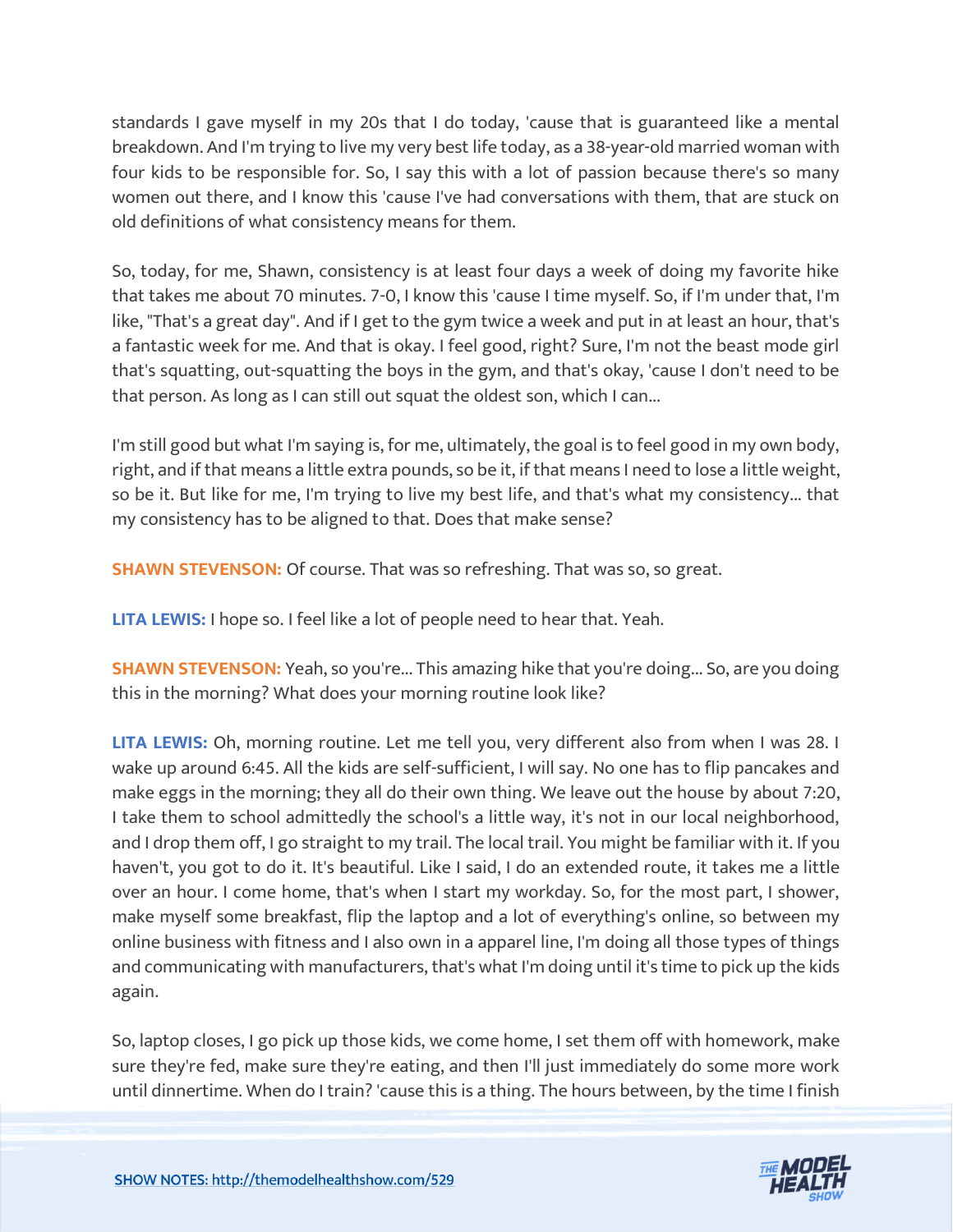standards I gave myself in my 20s that I do today, 'cause that is guaranteed like a mental breakdown. And I'm trying to live my very best life today, as a 38-year-old married woman with four kids to be responsible for. So, I say this with a lot of passion because there's so many women out there, and I know this 'cause I've had conversations with them, that are stuck on old definitions of what consistency means for them.

So, today, for me, Shawn, consistency is at least four days a week of doing my favorite hike that takes me about 70 minutes. 7-0, I know this 'cause I time myself. So, if I'm under that, I'm like, "That's a great day". And if I get to the gym twice a week and put in at least an hour, that's a fantastic week for me. And that is okay. I feel good, right? Sure, I'm not the beast mode girl that's squatting, out-squatting the boys in the gym, and that's okay, 'cause I don't need to be that person. As long as I can still out squat the oldest son, which I can...

I'm still good but what I'm saying is, for me, ultimately, the goal is to feel good in my own body, right, and if that means a little extra pounds, so be it, if that means I need to lose a little weight, so be it. But like for me, I'm trying to live my best life, and that's what my consistency... that my consistency has to be aligned to that. Does that make sense?

**SHAWN STEVENSON:** Of course. That was so refreshing. That was so, so great.

**LITA LEWIS:** I hope so. I feel like a lot of people need to hear that. Yeah.

**SHAWN STEVENSON:** Yeah, so you're... This amazing hike that you're doing... So, are you doing this in the morning? What does your morning routine look like?

**LITA LEWIS:** Oh, morning routine. Let me tell you, very different also from when I was 28. I wake up around 6:45. All the kids are self-sufficient, I will say. No one has to flip pancakes and make eggs in the morning; they all do their own thing. We leave out the house by about 7:20, I take them to school admittedly the school's a little way, it's not in our local neighborhood, and I drop them off, I go straight to my trail. The local trail. You might be familiar with it. If you haven't, you got to do it. It's beautiful. Like I said, I do an extended route, it takes me a little over an hour. I come home, that's when I start my workday. So, for the most part, I shower, make myself some breakfast, flip the laptop and a lot of everything's online, so between my online business with fitness and I also own in a apparel line, I'm doing all those types of things and communicating with manufacturers, that's what I'm doing until it's time to pick up the kids again.

So, laptop closes, I go pick up those kids, we come home, I set them off with homework, make sure they're fed, make sure they're eating, and then I'll just immediately do some more work until dinnertime. When do I train? 'cause this is a thing. The hours between, by the time I finish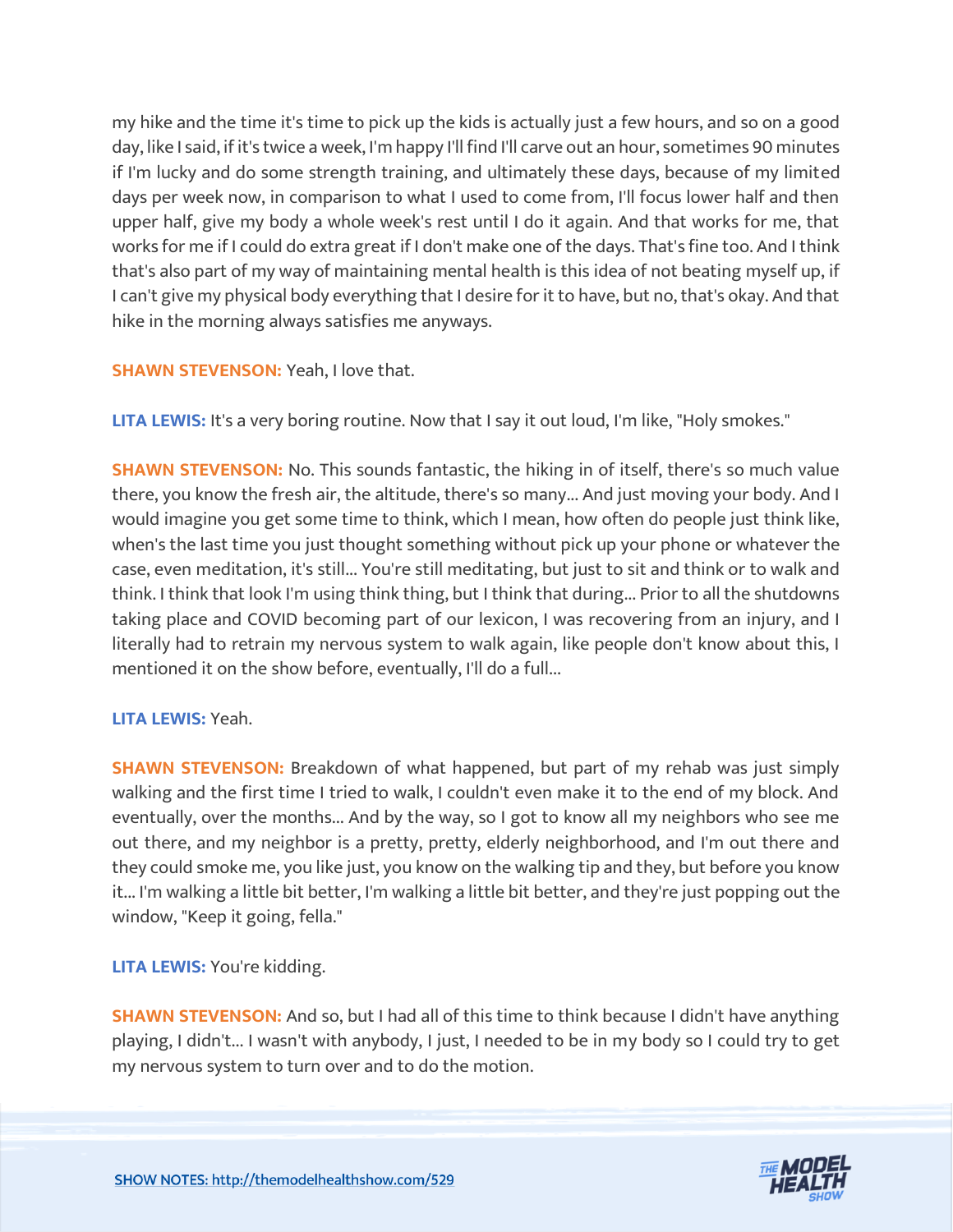my hike and the time it's time to pick up the kids is actually just a few hours, and so on a good day, like I said, if it's twice a week, I'm happy I'll find I'll carve out an hour, sometimes 90 minutes if I'm lucky and do some strength training, and ultimately these days, because of my limited days per week now, in comparison to what I used to come from, I'll focus lower half and then upper half, give my body a whole week's rest until I do it again. And that works for me, that works for me if I could do extra great if I don't make one of the days. That's fine too. And I think that's also part of my way of maintaining mental health is this idea of not beating myself up, if I can't give my physical body everything that I desire for it to have, but no, that's okay. And that hike in the morning always satisfies me anyways.

**SHAWN STEVENSON:** Yeah, I love that.

**LITA LEWIS:** It's a very boring routine. Now that I say it out loud, I'm like, "Holy smokes."

**SHAWN STEVENSON:** No. This sounds fantastic, the hiking in of itself, there's so much value there, you know the fresh air, the altitude, there's so many... And just moving your body. And I would imagine you get some time to think, which I mean, how often do people just think like, when's the last time you just thought something without pick up your phone or whatever the case, even meditation, it's still... You're still meditating, but just to sit and think or to walk and think. I think that look I'm using think thing, but I think that during... Prior to all the shutdowns taking place and COVID becoming part of our lexicon, I was recovering from an injury, and I literally had to retrain my nervous system to walk again, like people don't know about this, I mentioned it on the show before, eventually, I'll do a full...

**LITA LEWIS:** Yeah.

**SHAWN STEVENSON:** Breakdown of what happened, but part of my rehab was just simply walking and the first time I tried to walk, I couldn't even make it to the end of my block. And eventually, over the months... And by the way, so I got to know all my neighbors who see me out there, and my neighbor is a pretty, pretty, elderly neighborhood, and I'm out there and they could smoke me, you like just, you know on the walking tip and they, but before you know it... I'm walking a little bit better, I'm walking a little bit better, and they're just popping out the window, "Keep it going, fella."

**LITA LEWIS:** You're kidding.

**SHAWN STEVENSON:** And so, but I had all of this time to think because I didn't have anything playing, I didn't... I wasn't with anybody, I just, I needed to be in my body so I could try to get my nervous system to turn over and to do the motion.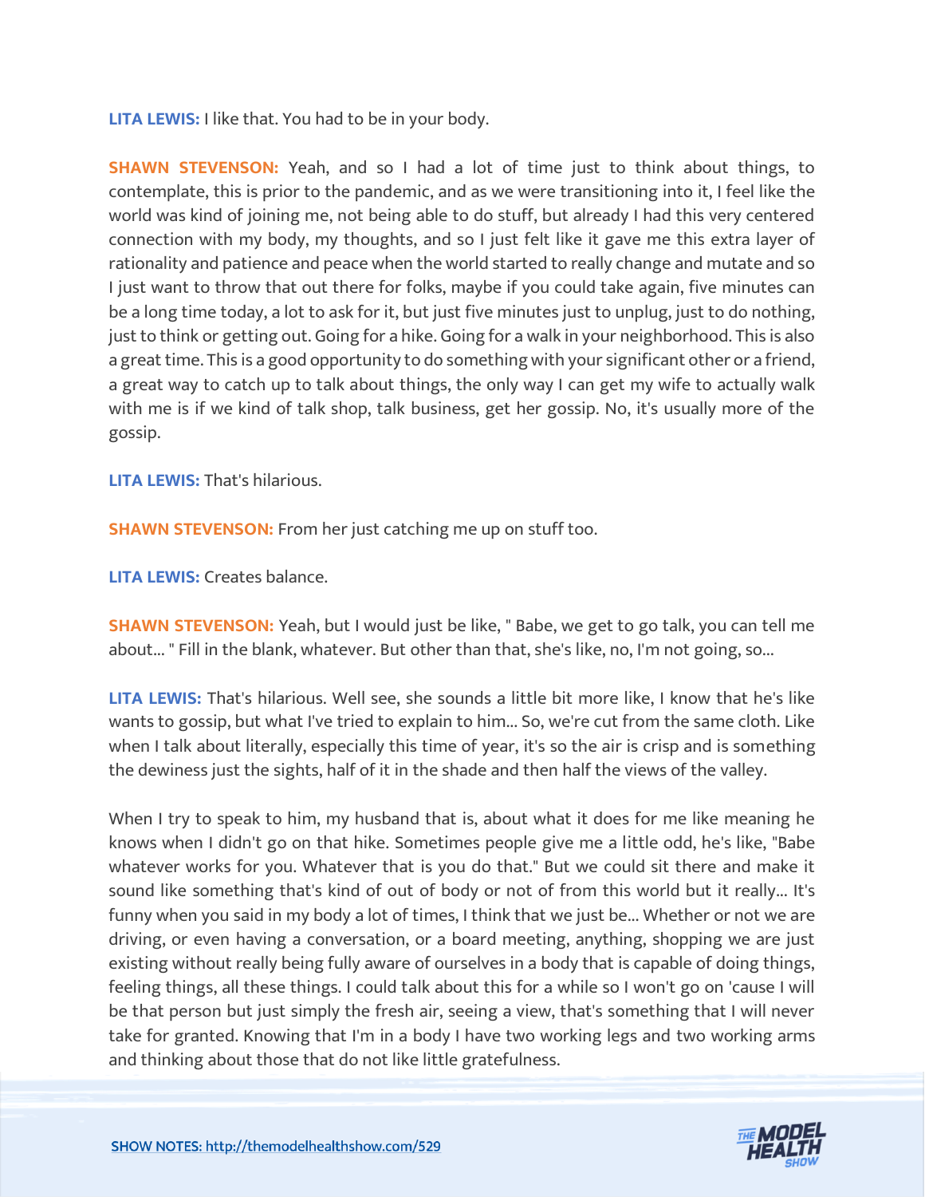**LITA LEWIS:** I like that. You had to be in your body.

**SHAWN STEVENSON:** Yeah, and so I had a lot of time just to think about things, to contemplate, this is prior to the pandemic, and as we were transitioning into it, I feel like the world was kind of joining me, not being able to do stuff, but already I had this very centered connection with my body, my thoughts, and so I just felt like it gave me this extra layer of rationality and patience and peace when the world started to really change and mutate and so I just want to throw that out there for folks, maybe if you could take again, five minutes can be a long time today, a lot to ask for it, but just five minutes just to unplug, just to do nothing, just to think or getting out. Going for a hike. Going for a walk in your neighborhood. This is also a great time. This is a good opportunity to do something with your significant other or a friend, a great way to catch up to talk about things, the only way I can get my wife to actually walk with me is if we kind of talk shop, talk business, get her gossip. No, it's usually more of the gossip.

**LITA LEWIS:** That's hilarious.

**SHAWN STEVENSON:** From her just catching me up on stuff too.

**LITA LEWIS:** Creates balance.

**SHAWN STEVENSON:** Yeah, but I would just be like, " Babe, we get to go talk, you can tell me about... " Fill in the blank, whatever. But other than that, she's like, no, I'm not going, so...

**LITA LEWIS:** That's hilarious. Well see, she sounds a little bit more like, I know that he's like wants to gossip, but what I've tried to explain to him... So, we're cut from the same cloth. Like when I talk about literally, especially this time of year, it's so the air is crisp and is something the dewiness just the sights, half of it in the shade and then half the views of the valley.

When I try to speak to him, my husband that is, about what it does for me like meaning he knows when I didn't go on that hike. Sometimes people give me a little odd, he's like, "Babe whatever works for you. Whatever that is you do that." But we could sit there and make it sound like something that's kind of out of body or not of from this world but it really... It's funny when you said in my body a lot of times, I think that we just be... Whether or not we are driving, or even having a conversation, or a board meeting, anything, shopping we are just existing without really being fully aware of ourselves in a body that is capable of doing things, feeling things, all these things. I could talk about this for a while so I won't go on 'cause I will be that person but just simply the fresh air, seeing a view, that's something that I will never take for granted. Knowing that I'm in a body I have two working legs and two working arms and thinking about those that do not like little gratefulness.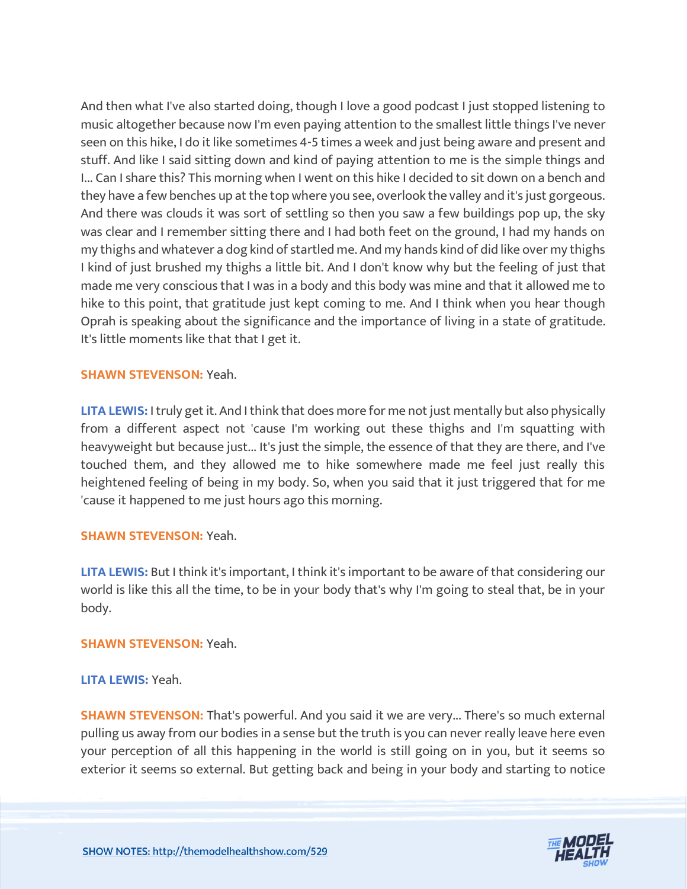And then what I've also started doing, though I love a good podcast I just stopped listening to music altogether because now I'm even paying attention to the smallest little things I've never seen on this hike, I do it like sometimes 4-5 times a week and just being aware and present and stuff. And like I said sitting down and kind of paying attention to me is the simple things and I... Can I share this? This morning when I went on this hike I decided to sit down on a bench and they have a few benches up at the top where you see, overlook the valley and it's just gorgeous. And there was clouds it was sort of settling so then you saw a few buildings pop up, the sky was clear and I remember sitting there and I had both feet on the ground, I had my hands on my thighs and whatever a dog kind of startled me. And my hands kind of did like over my thighs I kind of just brushed my thighs a little bit. And I don't know why but the feeling of just that made me very conscious that I was in a body and this body was mine and that it allowed me to hike to this point, that gratitude just kept coming to me. And I think when you hear though Oprah is speaking about the significance and the importance of living in a state of gratitude. It's little moments like that that I get it.

**SHAWN STEVENSON:** Yeah.

**LITA LEWIS:** I truly get it. And I think that does more for me not just mentally but also physically from a different aspect not 'cause I'm working out these thighs and I'm squatting with heavyweight but because just... It's just the simple, the essence of that they are there, and I've touched them, and they allowed me to hike somewhere made me feel just really this heightened feeling of being in my body. So, when you said that it just triggered that for me 'cause it happened to me just hours ago this morning.

**SHAWN STEVENSON:** Yeah.

**LITA LEWIS:** But I think it's important, I think it's important to be aware of that considering our world is like this all the time, to be in your body that's why I'm going to steal that, be in your body.

**SHAWN STEVENSON:** Yeah.

**LITA LEWIS:** Yeah.

**SHAWN STEVENSON:** That's powerful. And you said it we are very... There's so much external pulling us away from our bodies in a sense but the truth is you can never really leave here even your perception of all this happening in the world is still going on in you, but it seems so exterior it seems so external. But getting back and being in your body and starting to notice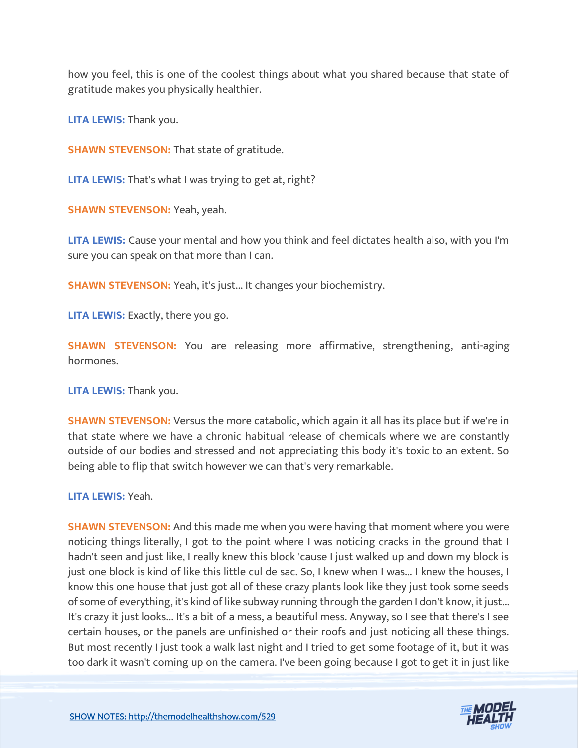how you feel, this is one of the coolest things about what you shared because that state of gratitude makes you physically healthier.

**LITA LEWIS:** Thank you.

**SHAWN STEVENSON:** That state of gratitude.

**LITA LEWIS:** That's what I was trying to get at, right?

**SHAWN STEVENSON:** Yeah, yeah.

**LITA LEWIS:** Cause your mental and how you think and feel dictates health also, with you I'm sure you can speak on that more than I can.

**SHAWN STEVENSON:** Yeah, it's just... It changes your biochemistry.

**LITA LEWIS:** Exactly, there you go.

**SHAWN STEVENSON:** You are releasing more affirmative, strengthening, anti-aging hormones.

**LITA LEWIS:** Thank you.

**SHAWN STEVENSON:** Versus the more catabolic, which again it all has its place but if we're in that state where we have a chronic habitual release of chemicals where we are constantly outside of our bodies and stressed and not appreciating this body it's toxic to an extent. So being able to flip that switch however we can that's very remarkable.

**LITA LEWIS:** Yeah.

**SHAWN STEVENSON:** And this made me when you were having that moment where you were noticing things literally, I got to the point where I was noticing cracks in the ground that I hadn't seen and just like, I really knew this block 'cause I just walked up and down my block is just one block is kind of like this little cul de sac. So, I knew when I was... I knew the houses, I know this one house that just got all of these crazy plants look like they just took some seeds of some of everything, it's kind of like subway running through the garden I don't know, it just... It's crazy it just looks... It's a bit of a mess, a beautiful mess. Anyway, so I see that there's I see certain houses, or the panels are unfinished or their roofs and just noticing all these things. But most recently I just took a walk last night and I tried to get some footage of it, but it was too dark it wasn't coming up on the camera. I've been going because I got to get it in just like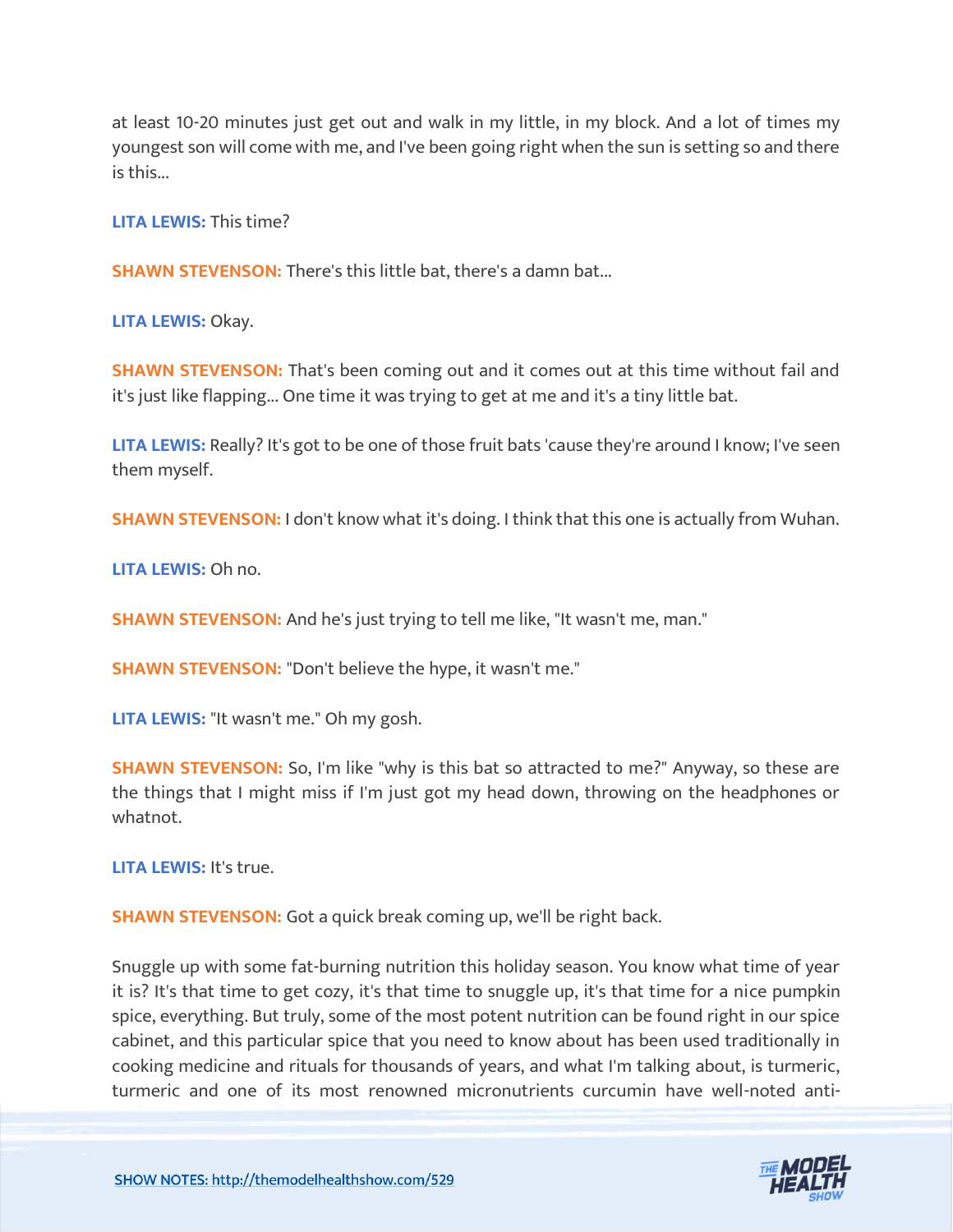at least 10-20 minutes just get out and walk in my little, in my block. And a lot of times my youngest son will come with me, and I've been going right when the sun is setting so and there is this...

**LITA LEWIS:** This time?

**SHAWN STEVENSON:** There's this little bat, there's a damn bat...

**LITA LEWIS:** Okay.

**SHAWN STEVENSON:** That's been coming out and it comes out at this time without fail and it's just like flapping... One time it was trying to get at me and it's a tiny little bat.

**LITA LEWIS:** Really? It's got to be one of those fruit bats 'cause they're around I know; I've seen them myself.

**SHAWN STEVENSON:** I don't know what it's doing. I think that this one is actually from Wuhan.

**LITA LEWIS:** Oh no.

**SHAWN STEVENSON:** And he's just trying to tell me like, "It wasn't me, man."

**SHAWN STEVENSON:** "Don't believe the hype, it wasn't me."

**LITA LEWIS:** "It wasn't me." Oh my gosh.

**SHAWN STEVENSON:** So, I'm like "why is this bat so attracted to me?" Anyway, so these are the things that I might miss if I'm just got my head down, throwing on the headphones or whatnot.

**LITA LEWIS:** It's true.

**SHAWN STEVENSON:** Got a quick break coming up, we'll be right back.

Snuggle up with some fat-burning nutrition this holiday season. You know what time of year it is? It's that time to get cozy, it's that time to snuggle up, it's that time for a nice pumpkin spice, everything. But truly, some of the most potent nutrition can be found right in our spice cabinet, and this particular spice that you need to know about has been used traditionally in cooking medicine and rituals for thousands of years, and what I'm talking about, is turmeric, turmeric and one of its most renowned micronutrients curcumin have well-noted anti-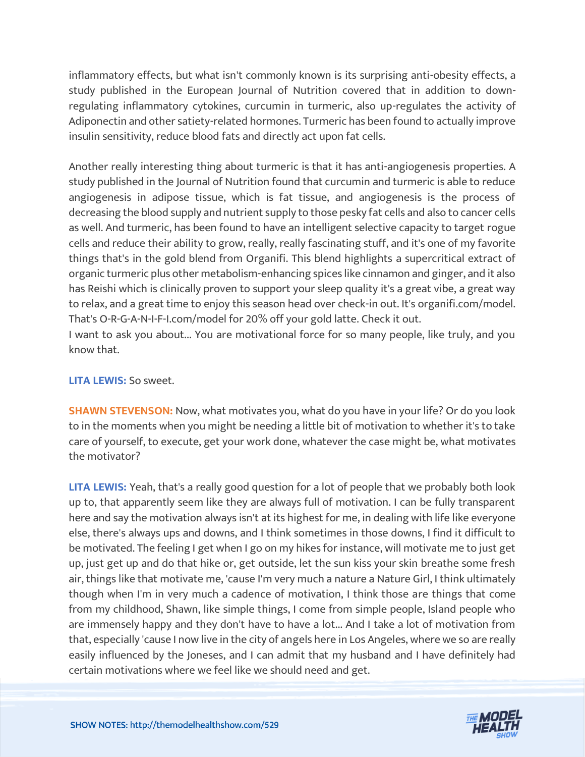inflammatory effects, but what isn't commonly known is its surprising anti-obesity effects, a study published in the European Journal of Nutrition covered that in addition to down-regulating inflammatory cytokines, curcumin in turmeric, also up-regulates the activity of Adiponectin and other satiety-related hormones. Turmeric has been found to actually improve insulin sensitivity, reduce blood fats and directly act upon fat cells.

Another really interesting thing about turmeric is that it has anti-angiogenesis properties. A study published in the Journal of Nutrition found that curcumin and turmeric is able to reduce angiogenesis in adipose tissue, which is fat tissue, and angiogenesis is the process of decreasing the blood supply and nutrient supply to those pesky fat cells and also to cancer cells as well. And turmeric, has been found to have an intelligent selective capacity to target rogue cells and reduce their ability to grow, really, really fascinating stuff, and it's one of my favorite things that's in the gold blend from Organifi. This blend highlights a supercritical extract of organic turmeric plus other metabolism-enhancing spices like cinnamon and ginger, and it also has Reishi which is clinically proven to support your sleep quality it's a great vibe, a great way to relax, and a great time to enjoy this season head over check-in out. It's organifi.com/model. That's O-R-G-A-N-I-F-I.com/model for 20% off your gold latte. Check it out.
I want to ask you about... You are motivational force for so many people, like truly, and you know that.

**LITA LEWIS:** So sweet.

**SHAWN STEVENSON:** Now, what motivates you, what do you have in your life? Or do you look to in the moments when you might be needing a little bit of motivation to whether it's to take care of yourself, to execute, get your work done, whatever the case might be, what motivates the motivator?

**LITA LEWIS:** Yeah, that's a really good question for a lot of people that we probably both look up to, that apparently seem like they are always full of motivation. I can be fully transparent here and say the motivation always isn't at its highest for me, in dealing with life like everyone else, there's always ups and downs, and I think sometimes in those downs, I find it difficult to be motivated. The feeling I get when I go on my hikes for instance, will motivate me to just get up, just get up and do that hike or, get outside, let the sun kiss your skin breathe some fresh air, things like that motivate me, 'cause I'm very much a nature a Nature Girl, I think ultimately though when I'm in very much a cadence of motivation, I think those are things that come from my childhood, Shawn, like simple things, I come from simple people, Island people who are immensely happy and they don't have to have a lot... And I take a lot of motivation from that, especially 'cause I now live in the city of angels here in Los Angeles, where we so are really easily influenced by the Joneses, and I can admit that my husband and I have definitely had certain motivations where we feel like we should need and get.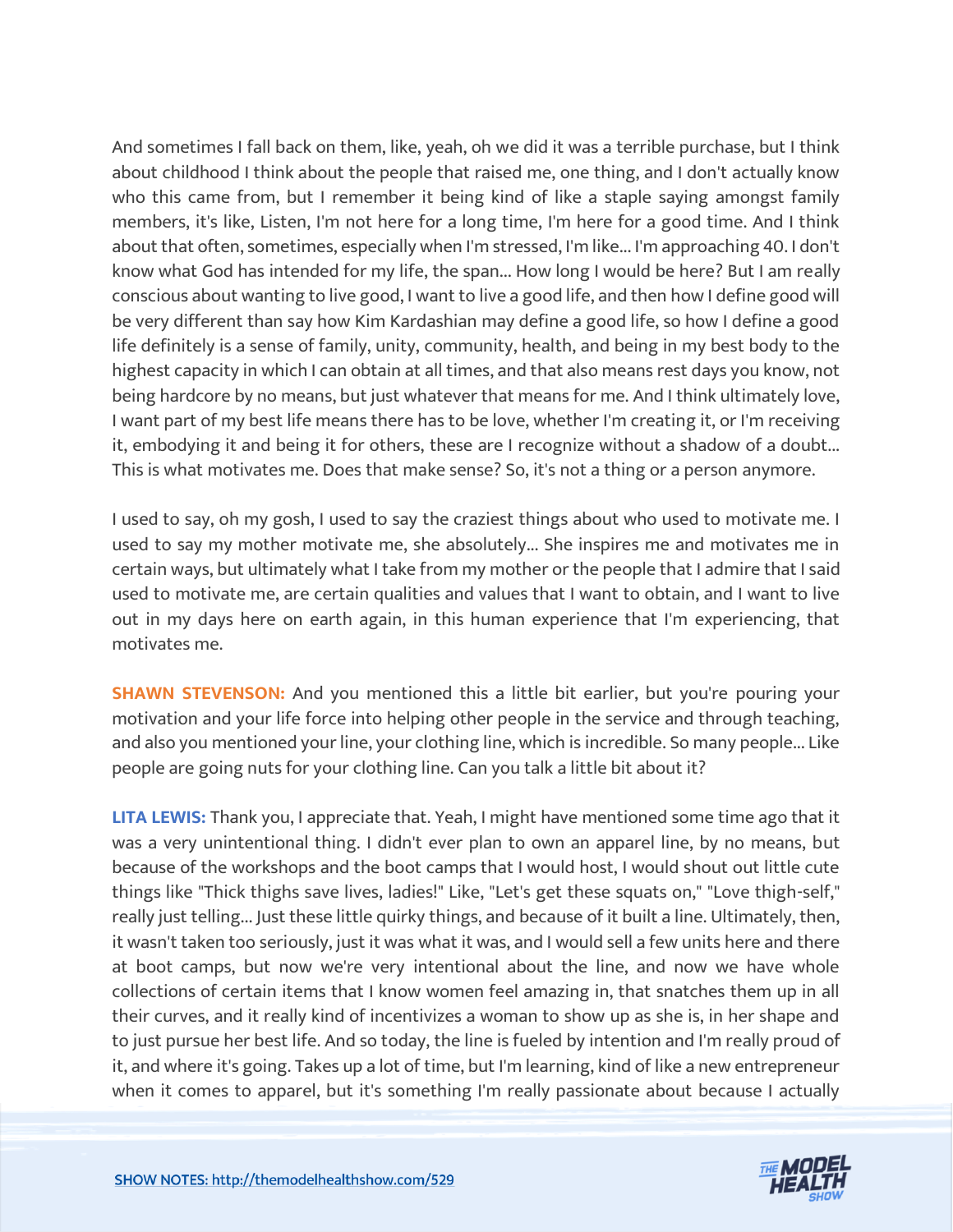And sometimes I fall back on them, like, yeah, oh we did it was a terrible purchase, but I think about childhood I think about the people that raised me, one thing, and I don't actually know who this came from, but I remember it being kind of like a staple saying amongst family members, it's like, Listen, I'm not here for a long time, I'm here for a good time. And I think about that often, sometimes, especially when I'm stressed, I'm like... I'm approaching 40. I don't know what God has intended for my life, the span... How long I would be here? But I am really conscious about wanting to live good, I want to live a good life, and then how I define good will be very different than say how Kim Kardashian may define a good life, so how I define a good life definitely is a sense of family, unity, community, health, and being in my best body to the highest capacity in which I can obtain at all times, and that also means rest days you know, not being hardcore by no means, but just whatever that means for me. And I think ultimately love, I want part of my best life means there has to be love, whether I'm creating it, or I'm receiving it, embodying it and being it for others, these are I recognize without a shadow of a doubt... This is what motivates me. Does that make sense? So, it's not a thing or a person anymore.

I used to say, oh my gosh, I used to say the craziest things about who used to motivate me. I used to say my mother motivate me, she absolutely... She inspires me and motivates me in certain ways, but ultimately what I take from my mother or the people that I admire that I said used to motivate me, are certain qualities and values that I want to obtain, and I want to live out in my days here on earth again, in this human experience that I'm experiencing, that motivates me.

**SHAWN STEVENSON:** And you mentioned this a little bit earlier, but you're pouring your motivation and your life force into helping other people in the service and through teaching, and also you mentioned your line, your clothing line, which is incredible. So many people... Like people are going nuts for your clothing line. Can you talk a little bit about it?

**LITA LEWIS:** Thank you, I appreciate that. Yeah, I might have mentioned some time ago that it was a very unintentional thing. I didn't ever plan to own an apparel line, by no means, but because of the workshops and the boot camps that I would host, I would shout out little cute things like "Thick thighs save lives, ladies!" Like, "Let's get these squats on," "Love thigh-self," really just telling... Just these little quirky things, and because of it built a line. Ultimately, then, it wasn't taken too seriously, just it was what it was, and I would sell a few units here and there at boot camps, but now we're very intentional about the line, and now we have whole collections of certain items that I know women feel amazing in, that snatches them up in all their curves, and it really kind of incentivizes a woman to show up as she is, in her shape and to just pursue her best life. And so today, the line is fueled by intention and I'm really proud of it, and where it's going. Takes up a lot of time, but I'm learning, kind of like a new entrepreneur when it comes to apparel, but it's something I'm really passionate about because I actually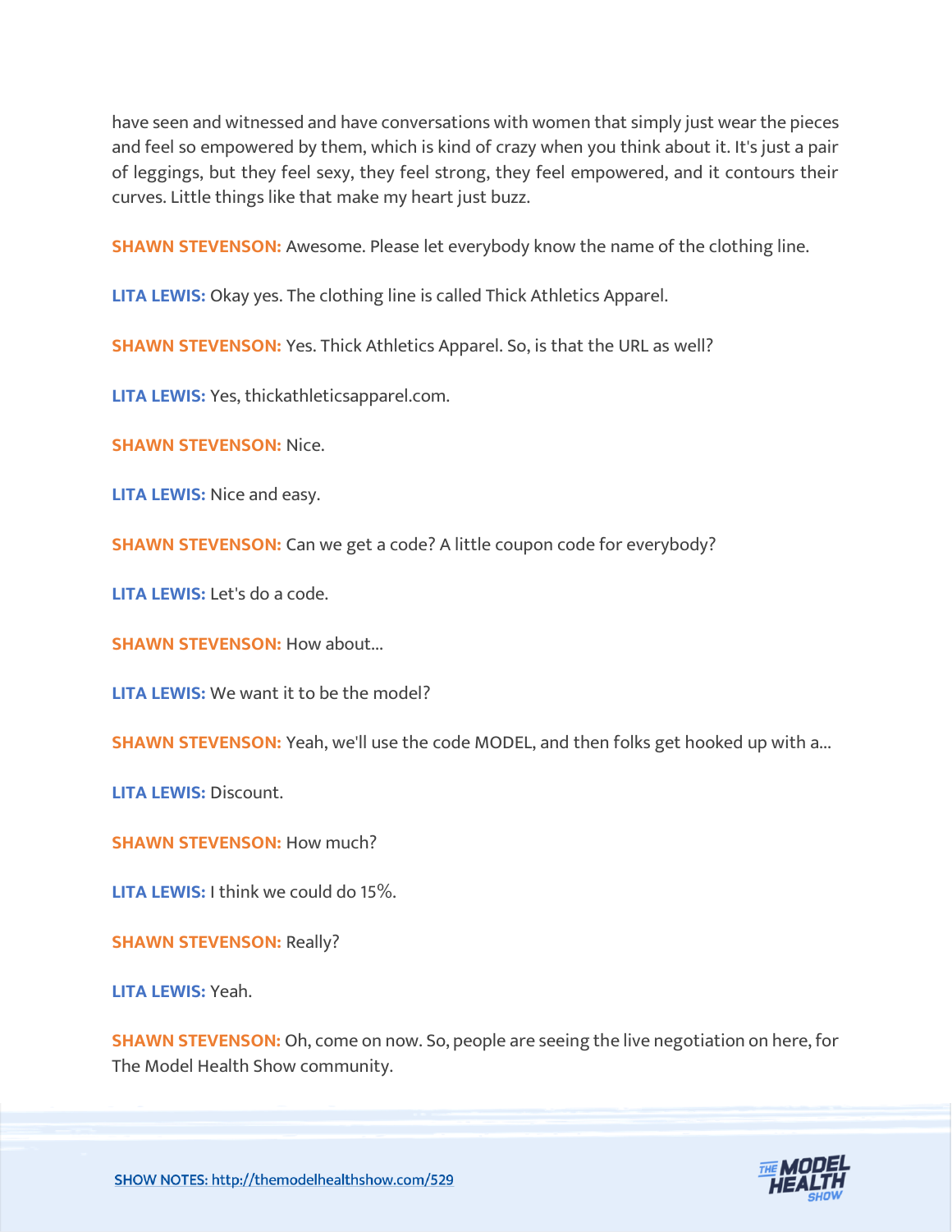have seen and witnessed and have conversations with women that simply just wear the pieces and feel so empowered by them, which is kind of crazy when you think about it. It's just a pair of leggings, but they feel sexy, they feel strong, they feel empowered, and it contours their curves. Little things like that make my heart just buzz.

**SHAWN STEVENSON:** Awesome. Please let everybody know the name of the clothing line.

**LITA LEWIS:** Okay yes. The clothing line is called Thick Athletics Apparel.

**SHAWN STEVENSON:** Yes. Thick Athletics Apparel. So, is that the URL as well?

**LITA LEWIS:** Yes, thickathleticsapparel.com.

**SHAWN STEVENSON:** Nice.

**LITA LEWIS:** Nice and easy.

**SHAWN STEVENSON:** Can we get a code? A little coupon code for everybody?

**LITA LEWIS:** Let's do a code.

**SHAWN STEVENSON:** How about...

**LITA LEWIS:** We want it to be the model?

**SHAWN STEVENSON:** Yeah, we'll use the code MODEL, and then folks get hooked up with a...

**LITA LEWIS:** Discount.

**SHAWN STEVENSON:** How much?

**LITA LEWIS:** I think we could do 15%.

**SHAWN STEVENSON:** Really?

**LITA LEWIS:** Yeah.

**SHAWN STEVENSON:** Oh, come on now. So, people are seeing the live negotiation on here, for The Model Health Show community.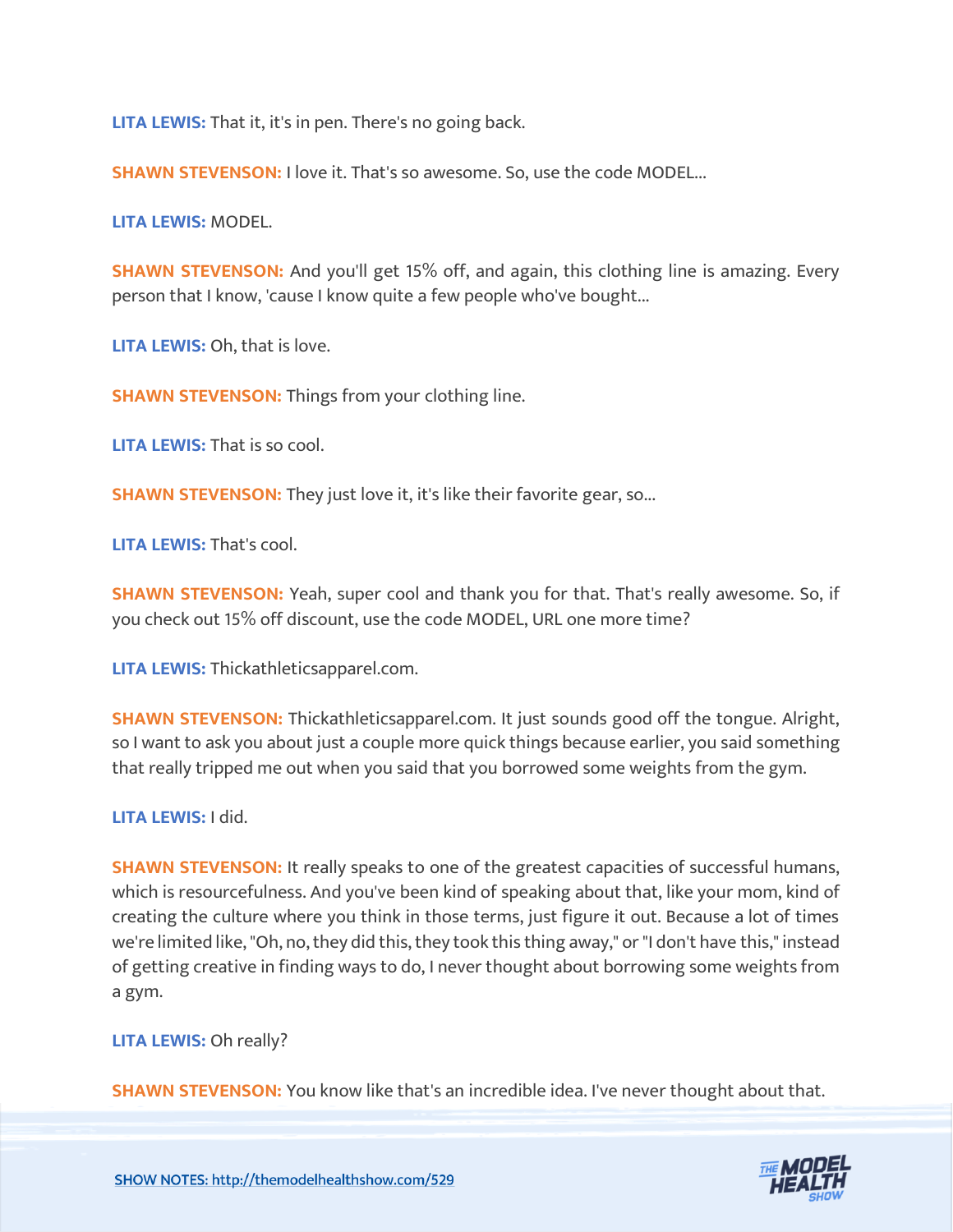**LITA LEWIS:** That it, it's in pen. There's no going back.

**SHAWN STEVENSON:** I love it. That's so awesome. So, use the code MODEL...

**LITA LEWIS:** MODEL.

**SHAWN STEVENSON:** And you'll get 15% off, and again, this clothing line is amazing. Every person that I know, 'cause I know quite a few people who've bought...

**LITA LEWIS:** Oh, that is love.

**SHAWN STEVENSON:** Things from your clothing line.

**LITA LEWIS:** That is so cool.

**SHAWN STEVENSON:** They just love it, it's like their favorite gear, so...

**LITA LEWIS:** That's cool.

**SHAWN STEVENSON:** Yeah, super cool and thank you for that. That's really awesome. So, if you check out 15% off discount, use the code MODEL, URL one more time?

**LITA LEWIS:** Thickathleticsapparel.com.

**SHAWN STEVENSON:** Thickathleticsapparel.com. It just sounds good off the tongue. Alright, so I want to ask you about just a couple more quick things because earlier, you said something that really tripped me out when you said that you borrowed some weights from the gym.

**LITA LEWIS:** I did.

**SHAWN STEVENSON:** It really speaks to one of the greatest capacities of successful humans, which is resourcefulness. And you've been kind of speaking about that, like your mom, kind of creating the culture where you think in those terms, just figure it out. Because a lot of times we're limited like, "Oh, no, they did this, they took this thing away," or "I don't have this," instead of getting creative in finding ways to do, I never thought about borrowing some weights from a gym.

**LITA LEWIS:** Oh really?

**SHAWN STEVENSON:** You know like that's an incredible idea. I've never thought about that.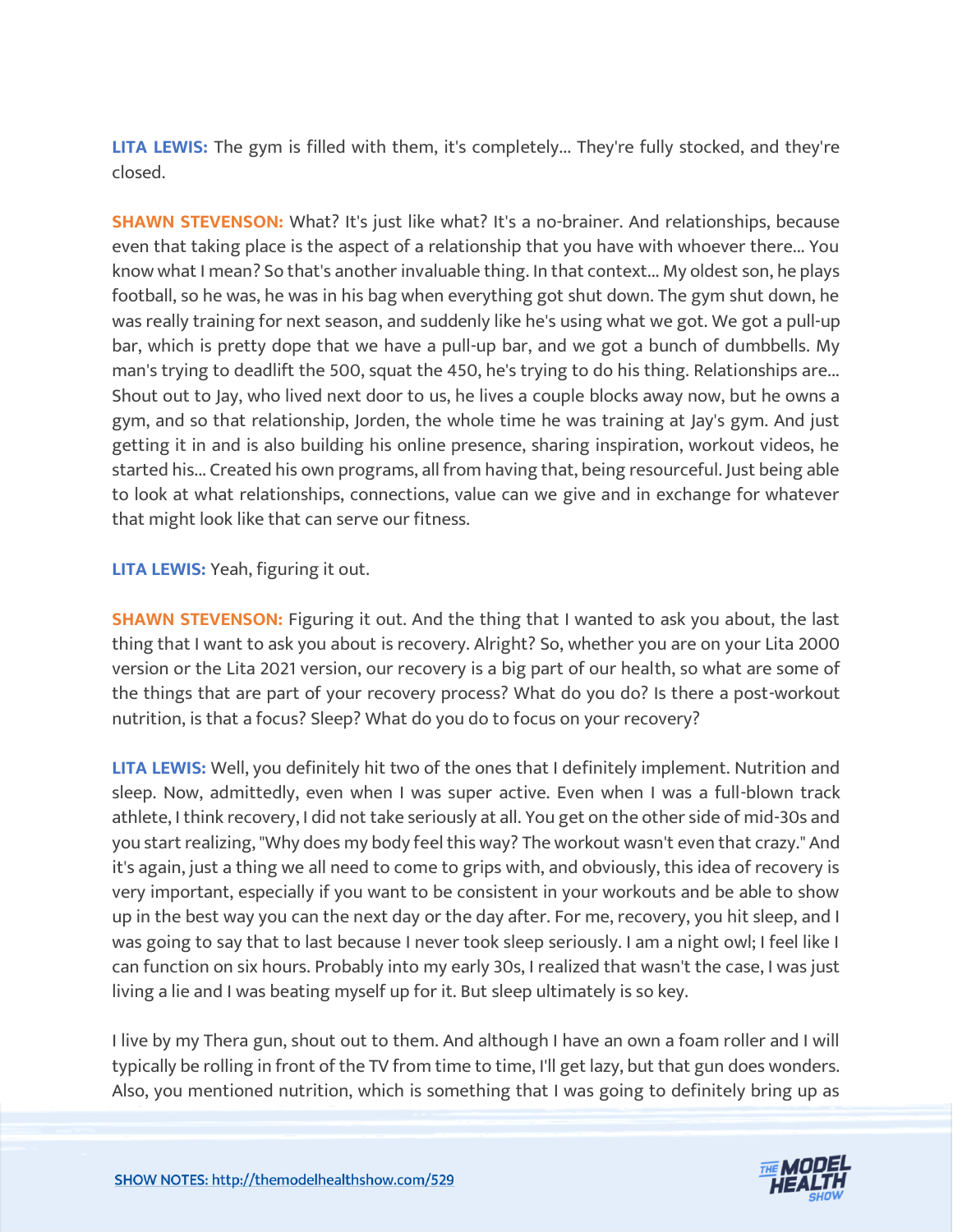**LITA LEWIS:** The gym is filled with them, it's completely... They're fully stocked, and they're closed.

**SHAWN STEVENSON:** What? It's just like what? It's a no-brainer. And relationships, because even that taking place is the aspect of a relationship that you have with whoever there... You know what I mean? So that's another invaluable thing. In that context... My oldest son, he plays football, so he was, he was in his bag when everything got shut down. The gym shut down, he was really training for next season, and suddenly like he's using what we got. We got a pull-up bar, which is pretty dope that we have a pull-up bar, and we got a bunch of dumbbells. My man's trying to deadlift the 500, squat the 450, he's trying to do his thing. Relationships are... Shout out to Jay, who lived next door to us, he lives a couple blocks away now, but he owns a gym, and so that relationship, Jorden, the whole time he was training at Jay's gym. And just getting it in and is also building his online presence, sharing inspiration, workout videos, he started his... Created his own programs, all from having that, being resourceful. Just being able to look at what relationships, connections, value can we give and in exchange for whatever that might look like that can serve our fitness.

**LITA LEWIS:** Yeah, figuring it out.

**SHAWN STEVENSON:** Figuring it out. And the thing that I wanted to ask you about, the last thing that I want to ask you about is recovery. Alright? So, whether you are on your Lita 2000 version or the Lita 2021 version, our recovery is a big part of our health, so what are some of the things that are part of your recovery process? What do you do? Is there a post-workout nutrition, is that a focus? Sleep? What do you do to focus on your recovery?

**LITA LEWIS:** Well, you definitely hit two of the ones that I definitely implement. Nutrition and sleep. Now, admittedly, even when I was super active. Even when I was a full-blown track athlete, I think recovery, I did not take seriously at all. You get on the other side of mid-30s and you start realizing, "Why does my body feel this way? The workout wasn't even that crazy." And it's again, just a thing we all need to come to grips with, and obviously, this idea of recovery is very important, especially if you want to be consistent in your workouts and be able to show up in the best way you can the next day or the day after. For me, recovery, you hit sleep, and I was going to say that to last because I never took sleep seriously. I am a night owl; I feel like I can function on six hours. Probably into my early 30s, I realized that wasn't the case, I was just living a lie and I was beating myself up for it. But sleep ultimately is so key.

I live by my Thera gun, shout out to them. And although I have an own a foam roller and I will typically be rolling in front of the TV from time to time, I'll get lazy, but that gun does wonders. Also, you mentioned nutrition, which is something that I was going to definitely bring up as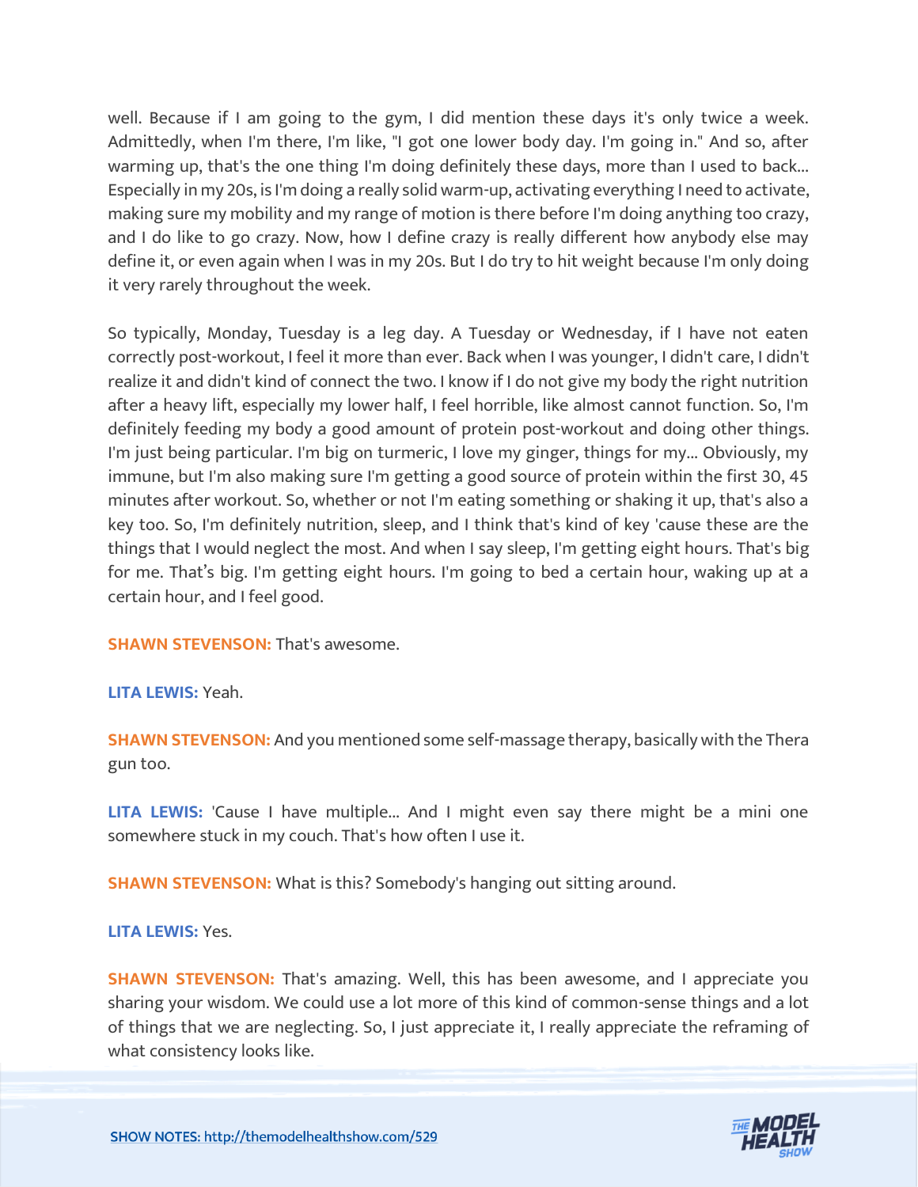well. Because if I am going to the gym, I did mention these days it's only twice a week. Admittedly, when I'm there, I'm like, "I got one lower body day. I'm going in." And so, after warming up, that's the one thing I'm doing definitely these days, more than I used to back... Especially in my 20s, is I'm doing a really solid warm-up, activating everything I need to activate, making sure my mobility and my range of motion is there before I'm doing anything too crazy, and I do like to go crazy. Now, how I define crazy is really different how anybody else may define it, or even again when I was in my 20s. But I do try to hit weight because I'm only doing it very rarely throughout the week.

So typically, Monday, Tuesday is a leg day. A Tuesday or Wednesday, if I have not eaten correctly post-workout, I feel it more than ever. Back when I was younger, I didn't care, I didn't realize it and didn't kind of connect the two. I know if I do not give my body the right nutrition after a heavy lift, especially my lower half, I feel horrible, like almost cannot function. So, I'm definitely feeding my body a good amount of protein post-workout and doing other things. I'm just being particular. I'm big on turmeric, I love my ginger, things for my... Obviously, my immune, but I'm also making sure I'm getting a good source of protein within the first 30, 45 minutes after workout. So, whether or not I'm eating something or shaking it up, that's also a key too. So, I'm definitely nutrition, sleep, and I think that's kind of key 'cause these are the things that I would neglect the most. And when I say sleep, I'm getting eight hours. That's big for me. That's big. I'm getting eight hours. I'm going to bed a certain hour, waking up at a certain hour, and I feel good.

**SHAWN STEVENSON:** That's awesome.

**LITA LEWIS:** Yeah.

**SHAWN STEVENSON:** And you mentioned some self-massage therapy, basically with the Thera gun too.

**LITA LEWIS:** 'Cause I have multiple... And I might even say there might be a mini one somewhere stuck in my couch. That's how often I use it.

**SHAWN STEVENSON:** What is this? Somebody's hanging out sitting around.

**LITA LEWIS:** Yes.

**SHAWN STEVENSON:** That's amazing. Well, this has been awesome, and I appreciate you sharing your wisdom. We could use a lot more of this kind of common-sense things and a lot of things that we are neglecting. So, I just appreciate it, I really appreciate the reframing of what consistency looks like.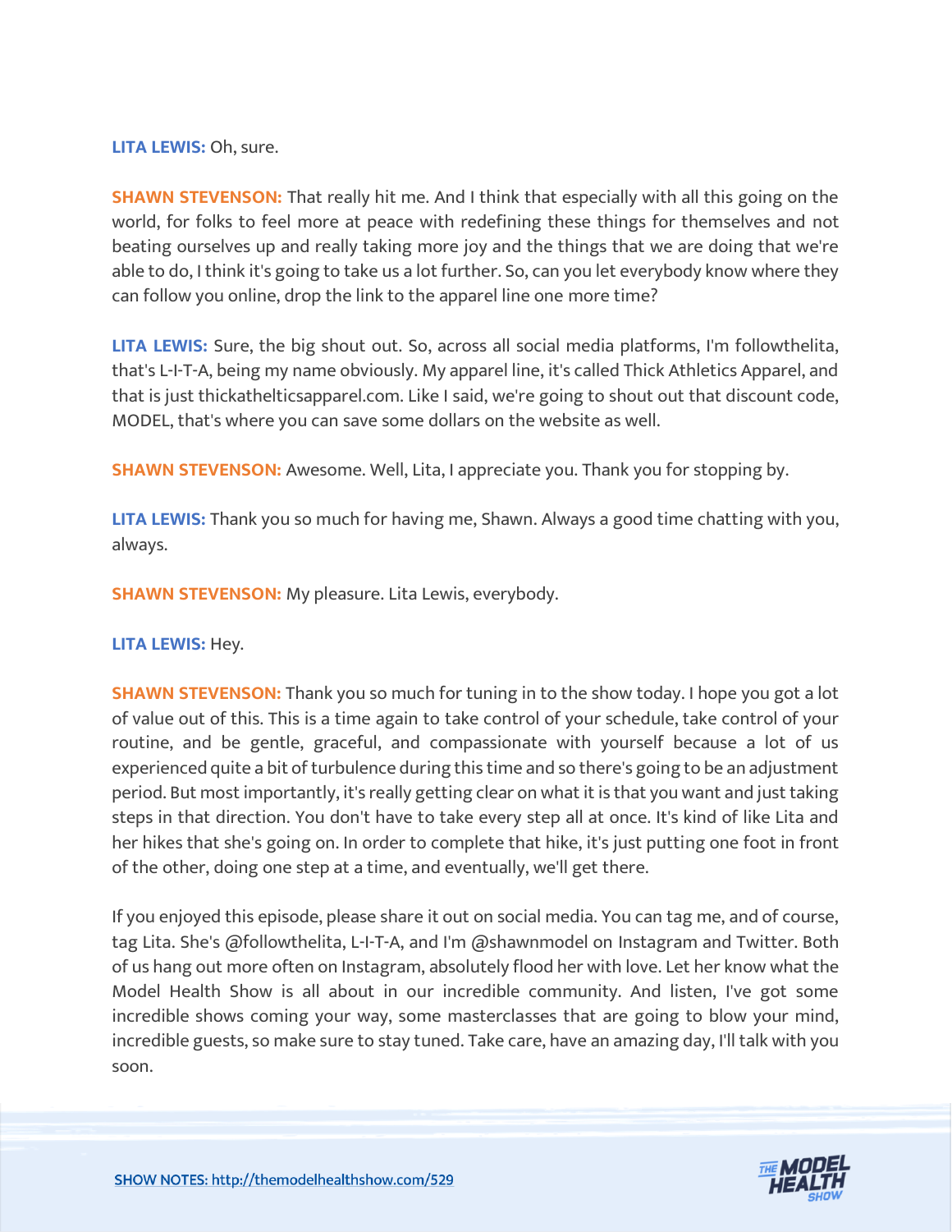**LITA LEWIS:** Oh, sure.

**SHAWN STEVENSON:** That really hit me. And I think that especially with all this going on the world, for folks to feel more at peace with redefining these things for themselves and not beating ourselves up and really taking more joy and the things that we are doing that we're able to do, I think it's going to take us a lot further. So, can you let everybody know where they can follow you online, drop the link to the apparel line one more time?

**LITA LEWIS:** Sure, the big shout out. So, across all social media platforms, I'm followthelita, that's L-I-T-A, being my name obviously. My apparel line, it's called Thick Athletics Apparel, and that is just thickathelticsapparel.com. Like I said, we're going to shout out that discount code, MODEL, that's where you can save some dollars on the website as well.

**SHAWN STEVENSON:** Awesome. Well, Lita, I appreciate you. Thank you for stopping by.

**LITA LEWIS:** Thank you so much for having me, Shawn. Always a good time chatting with you, always.

**SHAWN STEVENSON:** My pleasure. Lita Lewis, everybody.

**LITA LEWIS:** Hey.

**SHAWN STEVENSON:** Thank you so much for tuning in to the show today. I hope you got a lot of value out of this. This is a time again to take control of your schedule, take control of your routine, and be gentle, graceful, and compassionate with yourself because a lot of us experienced quite a bit of turbulence during this time and so there's going to be an adjustment period. But most importantly, it's really getting clear on what it is that you want and just taking steps in that direction. You don't have to take every step all at once. It's kind of like Lita and her hikes that she's going on. In order to complete that hike, it's just putting one foot in front of the other, doing one step at a time, and eventually, we'll get there.

If you enjoyed this episode, please share it out on social media. You can tag me, and of course, tag Lita. She's @followthelita, L-I-T-A, and I'm @shawnmodel on Instagram and Twitter. Both of us hang out more often on Instagram, absolutely flood her with love. Let her know what the Model Health Show is all about in our incredible community. And listen, I've got some incredible shows coming your way, some masterclasses that are going to blow your mind, incredible guests, so make sure to stay tuned. Take care, have an amazing day, I'll talk with you soon.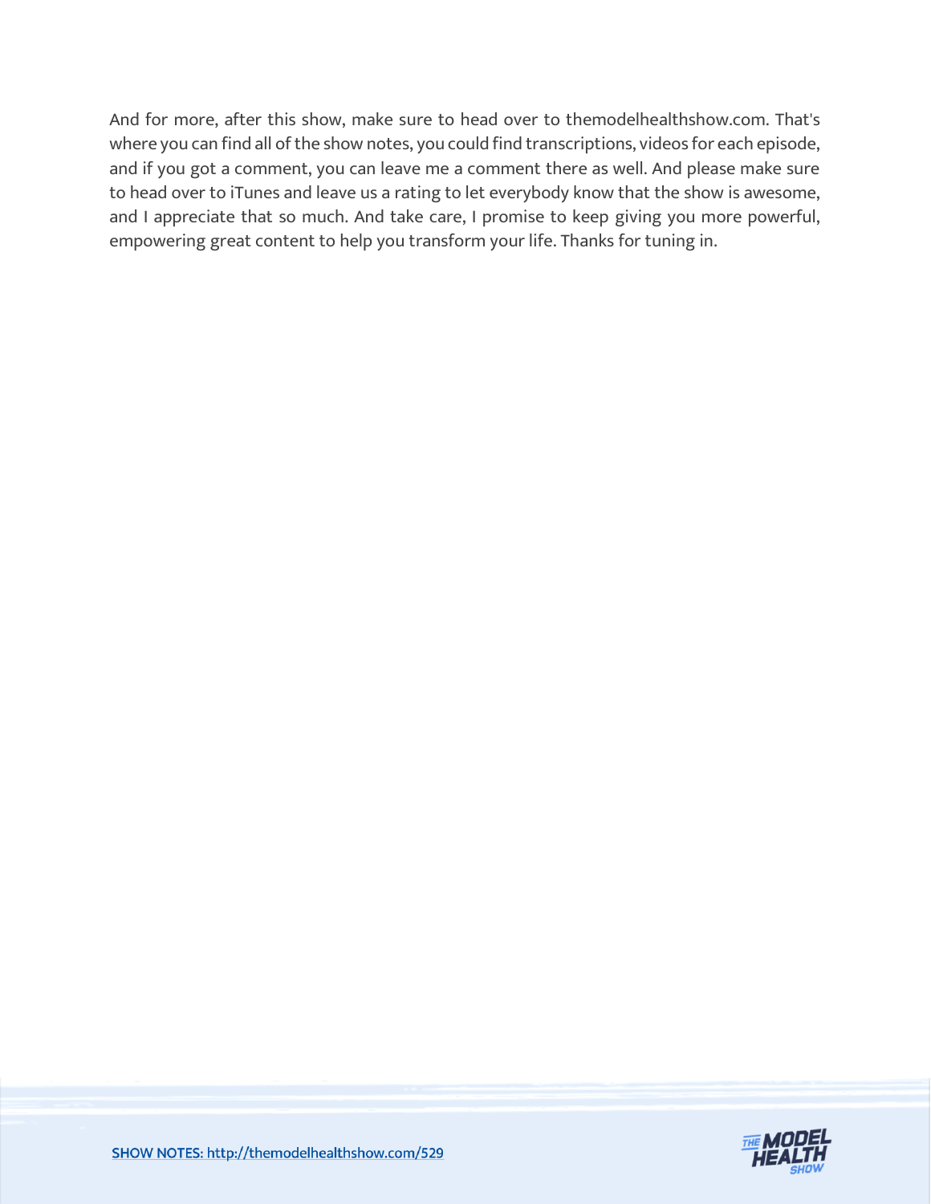And for more, after this show, make sure to head over to themodelhealthshow.com. That's where you can find all of the show notes, you could find transcriptions, videos for each episode, and if you got a comment, you can leave me a comment there as well. And please make sure to head over to iTunes and leave us a rating to let everybody know that the show is awesome, and I appreciate that so much. And take care, I promise to keep giving you more powerful, empowering great content to help you transform your life. Thanks for tuning in.